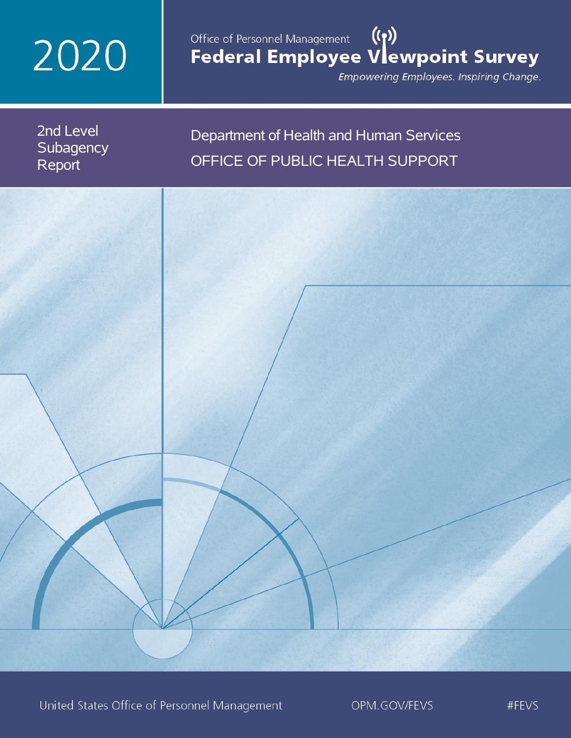# 2020

Office of Personnel Management

# Federal Employee Viewpoint Survey

*Empowering Employees. Inspiring Change.*

2nd Level Subagency Report

## Department of Health and Human Services

## OFFICE OF PUBLIC HEALTH SUPPORT

United States Office of Personnel Management

OPM.GOV/FEVS

#FEVS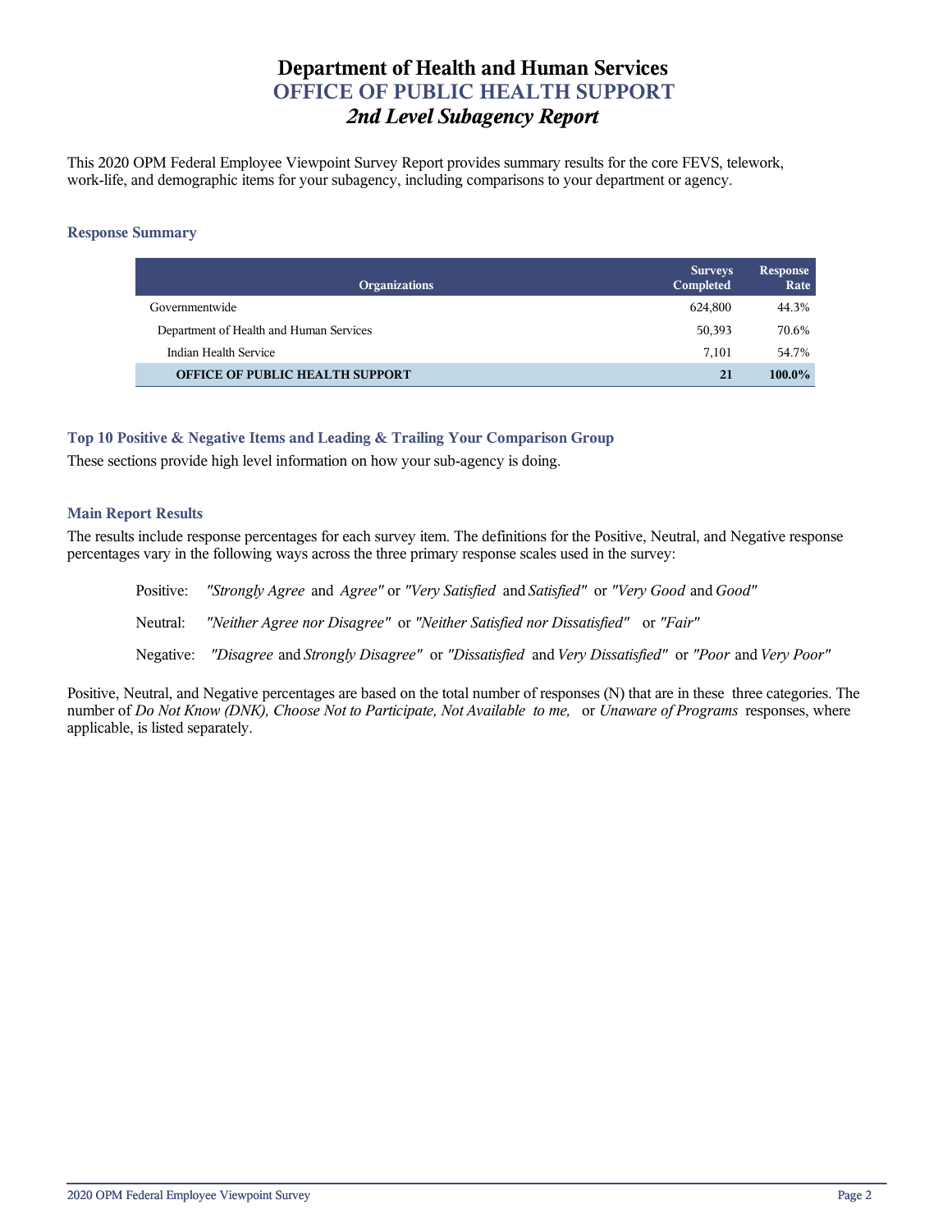# Department of Health and Human Services
## OFFICE OF PUBLIC HEALTH SUPPORT
### *2nd Level Subagency Report*

This 2020 OPM Federal Employee Viewpoint Survey Report provides summary results for the core FEVS, telework, work-life, and demographic items for your subagency, including comparisons to your department or agency.

#### Response Summary

| Organizations | Surveys Completed | Response Rate |
|---|---|---|
| Governmentwide | 624,800 | 44.3% |
| Department of Health and Human Services | 50,393 | 70.6% |
| Indian Health Service | 7,101 | 54.7% |
| **OFFICE OF PUBLIC HEALTH SUPPORT** | **21** | **100.0%** |

#### Top 10 Positive & Negative Items and Leading & Trailing Your Comparison Group

These sections provide high level information on how your sub-agency is doing.

#### Main Report Results

The results include response percentages for each survey item. The definitions for the Positive, Neutral, and Negative response percentages vary in the following ways across the three primary response scales used in the survey:

Positive: *"Strongly Agree* and *Agree"* or *"Very Satisfied* and *Satisfied"* or *"Very Good* and *Good"*

Neutral: *"Neither Agree nor Disagree"* or *"Neither Satisfied nor Dissatisfied"* or *"Fair"*

Negative: *"Disagree* and *Strongly Disagree"* or *"Dissatisfied* and *Very Dissatisfied"* or *"Poor* and *Very Poor"*

Positive, Neutral, and Negative percentages are based on the total number of responses (N) that are in these three categories. The number of *Do Not Know (DNK), Choose Not to Participate, Not Available to me,* or *Unaware of Programs* responses, where applicable, is listed separately.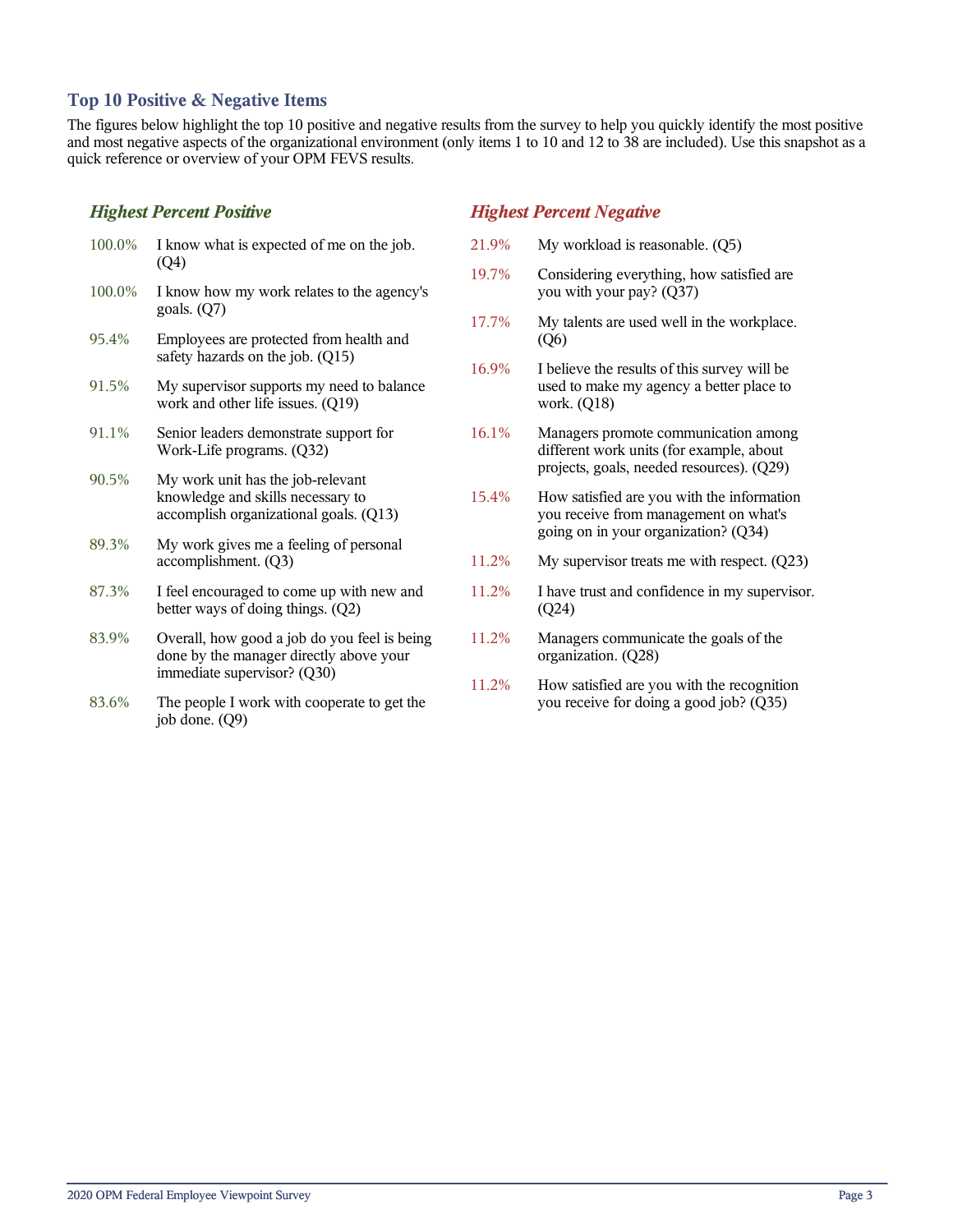## Top 10 Positive & Negative Items

The figures below highlight the top 10 positive and negative results from the survey to help you quickly identify the most positive and most negative aspects of the organizational environment (only items 1 to 10 and 12 to 38 are included). Use this snapshot as a quick reference or overview of your OPM FEVS results.

### *Highest Percent Positive*

| | |
|---|---|
| 100.0% | I know what is expected of me on the job. (Q4) |
| 100.0% | I know how my work relates to the agency's goals. (Q7) |
| 95.4% | Employees are protected from health and safety hazards on the job. (Q15) |
| 91.5% | My supervisor supports my need to balance work and other life issues. (Q19) |
| 91.1% | Senior leaders demonstrate support for Work-Life programs. (Q32) |
| 90.5% | My work unit has the job-relevant knowledge and skills necessary to accomplish organizational goals. (Q13) |
| 89.3% | My work gives me a feeling of personal accomplishment. (Q3) |
| 87.3% | I feel encouraged to come up with new and better ways of doing things. (Q2) |
| 83.9% | Overall, how good a job do you feel is being done by the manager directly above your immediate supervisor? (Q30) |
| 83.6% | The people I work with cooperate to get the job done. (Q9) |

### *Highest Percent Negative*

| | |
|---|---|
| 21.9% | My workload is reasonable. (Q5) |
| 19.7% | Considering everything, how satisfied are you with your pay? (Q37) |
| 17.7% | My talents are used well in the workplace. (Q6) |
| 16.9% | I believe the results of this survey will be used to make my agency a better place to work. (Q18) |
| 16.1% | Managers promote communication among different work units (for example, about projects, goals, needed resources). (Q29) |
| 15.4% | How satisfied are you with the information you receive from management on what's going on in your organization? (Q34) |
| 11.2% | My supervisor treats me with respect. (Q23) |
| 11.2% | I have trust and confidence in my supervisor. (Q24) |
| 11.2% | Managers communicate the goals of the organization. (Q28) |
| 11.2% | How satisfied are you with the recognition you receive for doing a good job? (Q35) |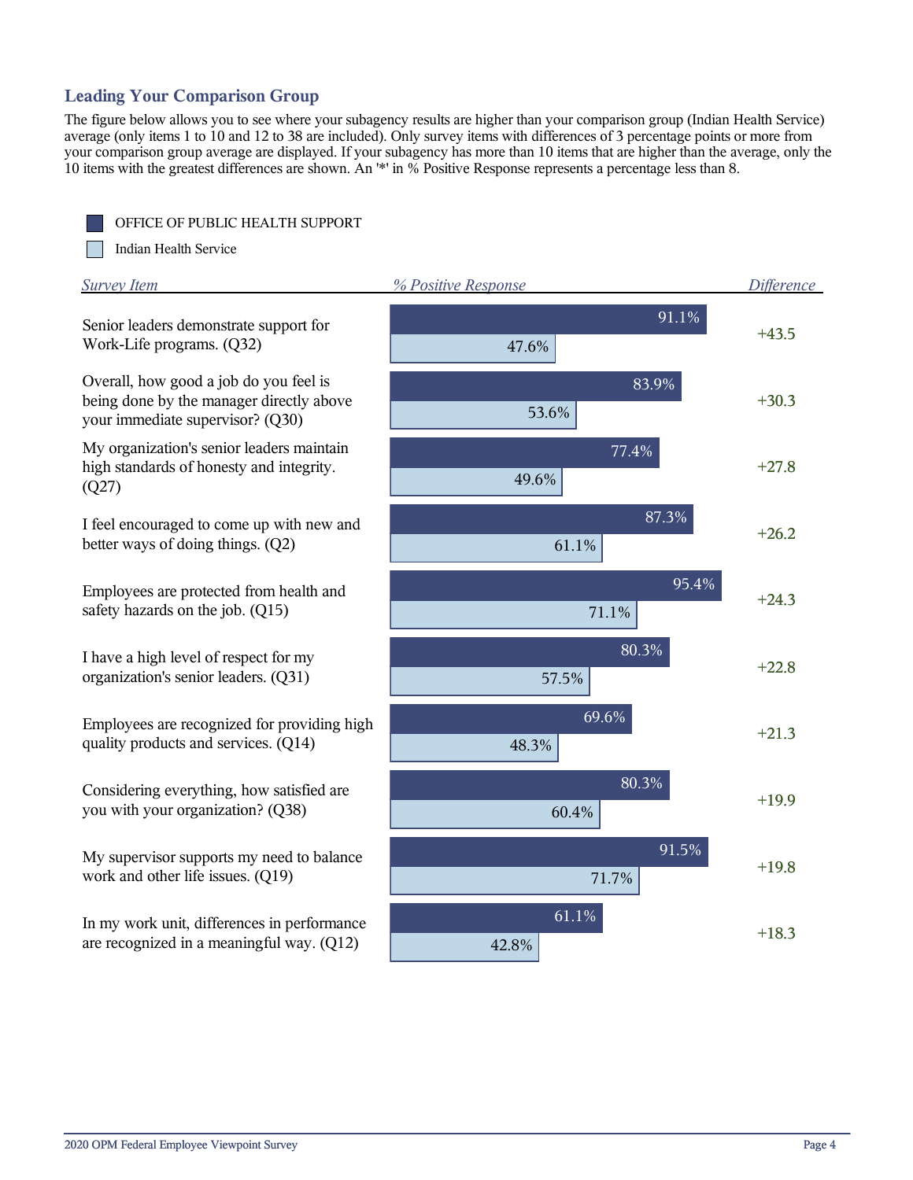## Leading Your Comparison Group

The figure below allows you to see where your subagency results are higher than your comparison group (Indian Health Service) average (only items 1 to 10 and 12 to 38 are included). Only survey items with differences of 3 percentage points or more from your comparison group average are displayed. If your subagency has more than 10 items that are higher than the average, only the 10 items with the greatest differences are shown. An '*' in % Positive Response represents a percentage less than 8.

| Survey Item | OFFICE OF PUBLIC HEALTH SUPPORT (% Positive Response) | Indian Health Service (% Positive Response) | Difference |
|---|---|---|---|
| Senior leaders demonstrate support for Work-Life programs. (Q32) | 91.1% | 47.6% | +43.5 |
| Overall, how good a job do you feel is being done by the manager directly above your immediate supervisor? (Q30) | 83.9% | 53.6% | +30.3 |
| My organization's senior leaders maintain high standards of honesty and integrity. (Q27) | 77.4% | 49.6% | +27.8 |
| I feel encouraged to come up with new and better ways of doing things. (Q2) | 87.3% | 61.1% | +26.2 |
| Employees are protected from health and safety hazards on the job. (Q15) | 95.4% | 71.1% | +24.3 |
| I have a high level of respect for my organization's senior leaders. (Q31) | 80.3% | 57.5% | +22.8 |
| Employees are recognized for providing high quality products and services. (Q14) | 69.6% | 48.3% | +21.3 |
| Considering everything, how satisfied are you with your organization? (Q38) | 80.3% | 60.4% | +19.9 |
| My supervisor supports my need to balance work and other life issues. (Q19) | 91.5% | 71.7% | +19.8 |
| In my work unit, differences in performance are recognized in a meaningful way. (Q12) | 61.1% | 42.8% | +18.3 |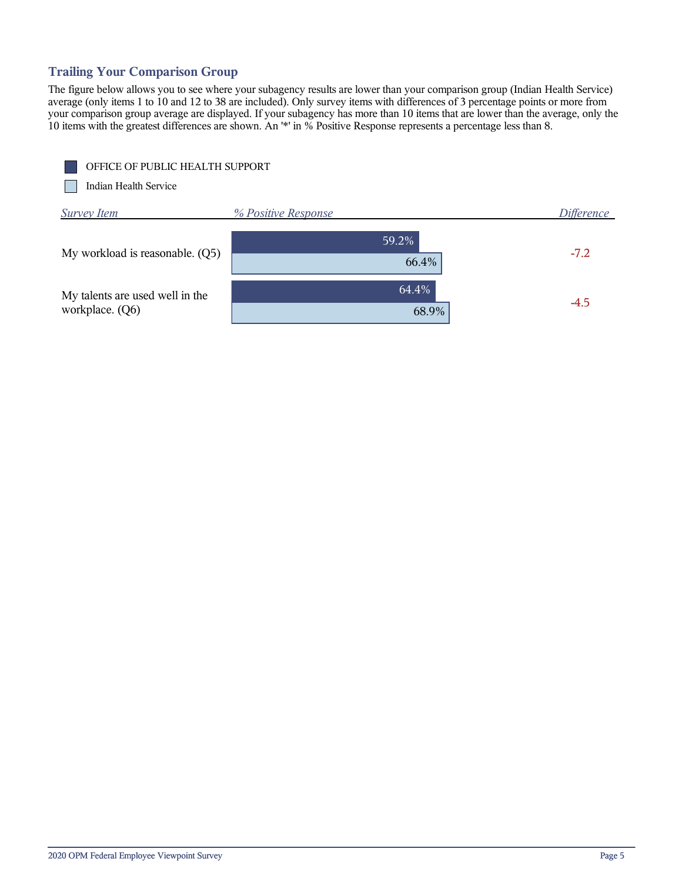## Trailing Your Comparison Group

The figure below allows you to see where your subagency results are lower than your comparison group (Indian Health Service) average (only items 1 to 10 and 12 to 38 are included). Only survey items with differences of 3 percentage points or more from your comparison group average are displayed. If your subagency has more than 10 items that are lower than the average, only the 10 items with the greatest differences are shown. An '*' in % Positive Response represents a percentage less than 8.

| Survey Item | OFFICE OF PUBLIC HEALTH SUPPORT (% Positive Response) | Indian Health Service (% Positive Response) | Difference |
|---|---|---|---|
| My workload is reasonable. (Q5) | 59.2% | 66.4% | -7.2 |
| My talents are used well in the workplace. (Q6) | 64.4% | 68.9% | -4.5 |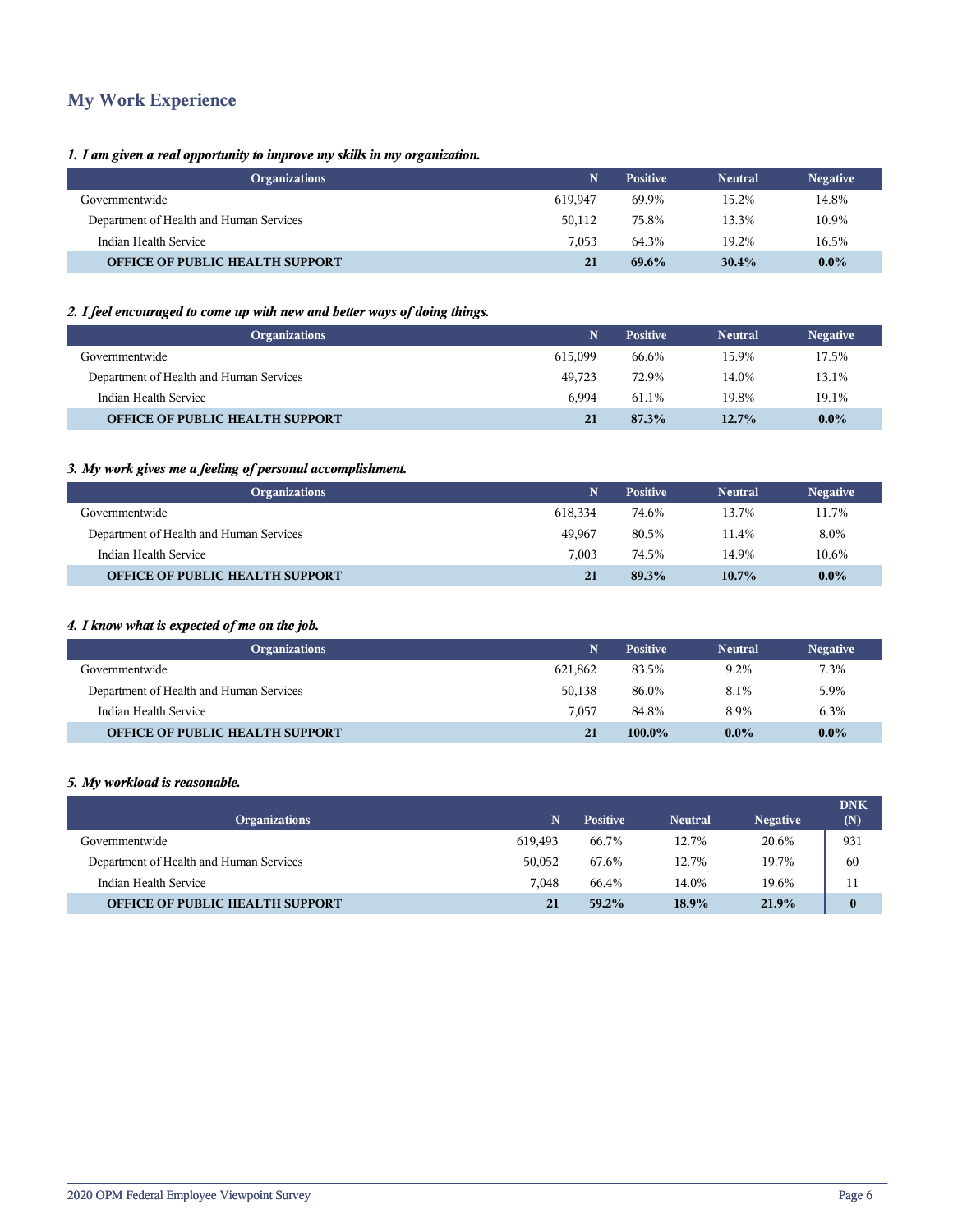## My Work Experience

*1. I am given a real opportunity to improve my skills in my organization.*

| Organizations | N | Positive | Neutral | Negative |
|---|---|---|---|---|
| Governmentwide | 619,947 | 69.9% | 15.2% | 14.8% |
| Department of Health and Human Services | 50,112 | 75.8% | 13.3% | 10.9% |
| Indian Health Service | 7,053 | 64.3% | 19.2% | 16.5% |
| **OFFICE OF PUBLIC HEALTH SUPPORT** | **21** | **69.6%** | **30.4%** | **0.0%** |

*2. I feel encouraged to come up with new and better ways of doing things.*

| Organizations | N | Positive | Neutral | Negative |
|---|---|---|---|---|
| Governmentwide | 615,099 | 66.6% | 15.9% | 17.5% |
| Department of Health and Human Services | 49,723 | 72.9% | 14.0% | 13.1% |
| Indian Health Service | 6,994 | 61.1% | 19.8% | 19.1% |
| **OFFICE OF PUBLIC HEALTH SUPPORT** | **21** | **87.3%** | **12.7%** | **0.0%** |

*3. My work gives me a feeling of personal accomplishment.*

| Organizations | N | Positive | Neutral | Negative |
|---|---|---|---|---|
| Governmentwide | 618,334 | 74.6% | 13.7% | 11.7% |
| Department of Health and Human Services | 49,967 | 80.5% | 11.4% | 8.0% |
| Indian Health Service | 7,003 | 74.5% | 14.9% | 10.6% |
| **OFFICE OF PUBLIC HEALTH SUPPORT** | **21** | **89.3%** | **10.7%** | **0.0%** |

*4. I know what is expected of me on the job.*

| Organizations | N | Positive | Neutral | Negative |
|---|---|---|---|---|
| Governmentwide | 621,862 | 83.5% | 9.2% | 7.3% |
| Department of Health and Human Services | 50,138 | 86.0% | 8.1% | 5.9% |
| Indian Health Service | 7,057 | 84.8% | 8.9% | 6.3% |
| **OFFICE OF PUBLIC HEALTH SUPPORT** | **21** | **100.0%** | **0.0%** | **0.0%** |

*5. My workload is reasonable.*

| Organizations | N | Positive | Neutral | Negative | DNK (N) |
|---|---|---|---|---|---|
| Governmentwide | 619,493 | 66.7% | 12.7% | 20.6% | 931 |
| Department of Health and Human Services | 50,052 | 67.6% | 12.7% | 19.7% | 60 |
| Indian Health Service | 7,048 | 66.4% | 14.0% | 19.6% | 11 |
| **OFFICE OF PUBLIC HEALTH SUPPORT** | **21** | **59.2%** | **18.9%** | **21.9%** | **0** |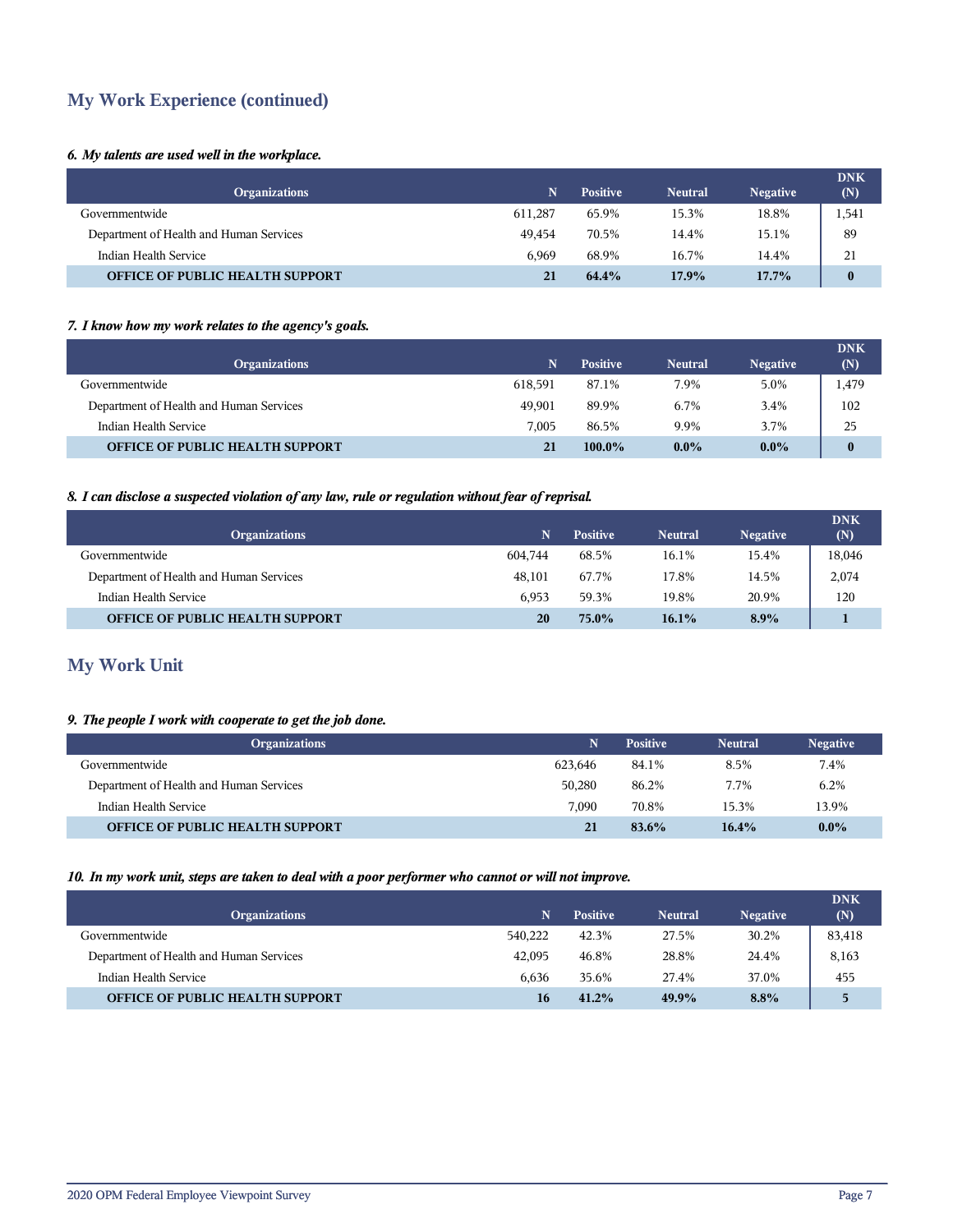## My Work Experience (continued)

*6. My talents are used well in the workplace.*

| Organizations | N | Positive | Neutral | Negative | DNK (N) |
|---|---|---|---|---|---|
| Governmentwide | 611,287 | 65.9% | 15.3% | 18.8% | 1,541 |
| Department of Health and Human Services | 49,454 | 70.5% | 14.4% | 15.1% | 89 |
| Indian Health Service | 6,969 | 68.9% | 16.7% | 14.4% | 21 |
| **OFFICE OF PUBLIC HEALTH SUPPORT** | **21** | **64.4%** | **17.9%** | **17.7%** | **0** |

*7. I know how my work relates to the agency's goals.*

| Organizations | N | Positive | Neutral | Negative | DNK (N) |
|---|---|---|---|---|---|
| Governmentwide | 618,591 | 87.1% | 7.9% | 5.0% | 1,479 |
| Department of Health and Human Services | 49,901 | 89.9% | 6.7% | 3.4% | 102 |
| Indian Health Service | 7,005 | 86.5% | 9.9% | 3.7% | 25 |
| **OFFICE OF PUBLIC HEALTH SUPPORT** | **21** | **100.0%** | **0.0%** | **0.0%** | **0** |

*8. I can disclose a suspected violation of any law, rule or regulation without fear of reprisal.*

| Organizations | N | Positive | Neutral | Negative | DNK (N) |
|---|---|---|---|---|---|
| Governmentwide | 604,744 | 68.5% | 16.1% | 15.4% | 18,046 |
| Department of Health and Human Services | 48,101 | 67.7% | 17.8% | 14.5% | 2,074 |
| Indian Health Service | 6,953 | 59.3% | 19.8% | 20.9% | 120 |
| **OFFICE OF PUBLIC HEALTH SUPPORT** | **20** | **75.0%** | **16.1%** | **8.9%** | **1** |

## My Work Unit

*9. The people I work with cooperate to get the job done.*

| Organizations | N | Positive | Neutral | Negative |
|---|---|---|---|---|
| Governmentwide | 623,646 | 84.1% | 8.5% | 7.4% |
| Department of Health and Human Services | 50,280 | 86.2% | 7.7% | 6.2% |
| Indian Health Service | 7,090 | 70.8% | 15.3% | 13.9% |
| **OFFICE OF PUBLIC HEALTH SUPPORT** | **21** | **83.6%** | **16.4%** | **0.0%** |

*10. In my work unit, steps are taken to deal with a poor performer who cannot or will not improve.*

| Organizations | N | Positive | Neutral | Negative | DNK (N) |
|---|---|---|---|---|---|
| Governmentwide | 540,222 | 42.3% | 27.5% | 30.2% | 83,418 |
| Department of Health and Human Services | 42,095 | 46.8% | 28.8% | 24.4% | 8,163 |
| Indian Health Service | 6,636 | 35.6% | 27.4% | 37.0% | 455 |
| **OFFICE OF PUBLIC HEALTH SUPPORT** | **16** | **41.2%** | **49.9%** | **8.8%** | **5** |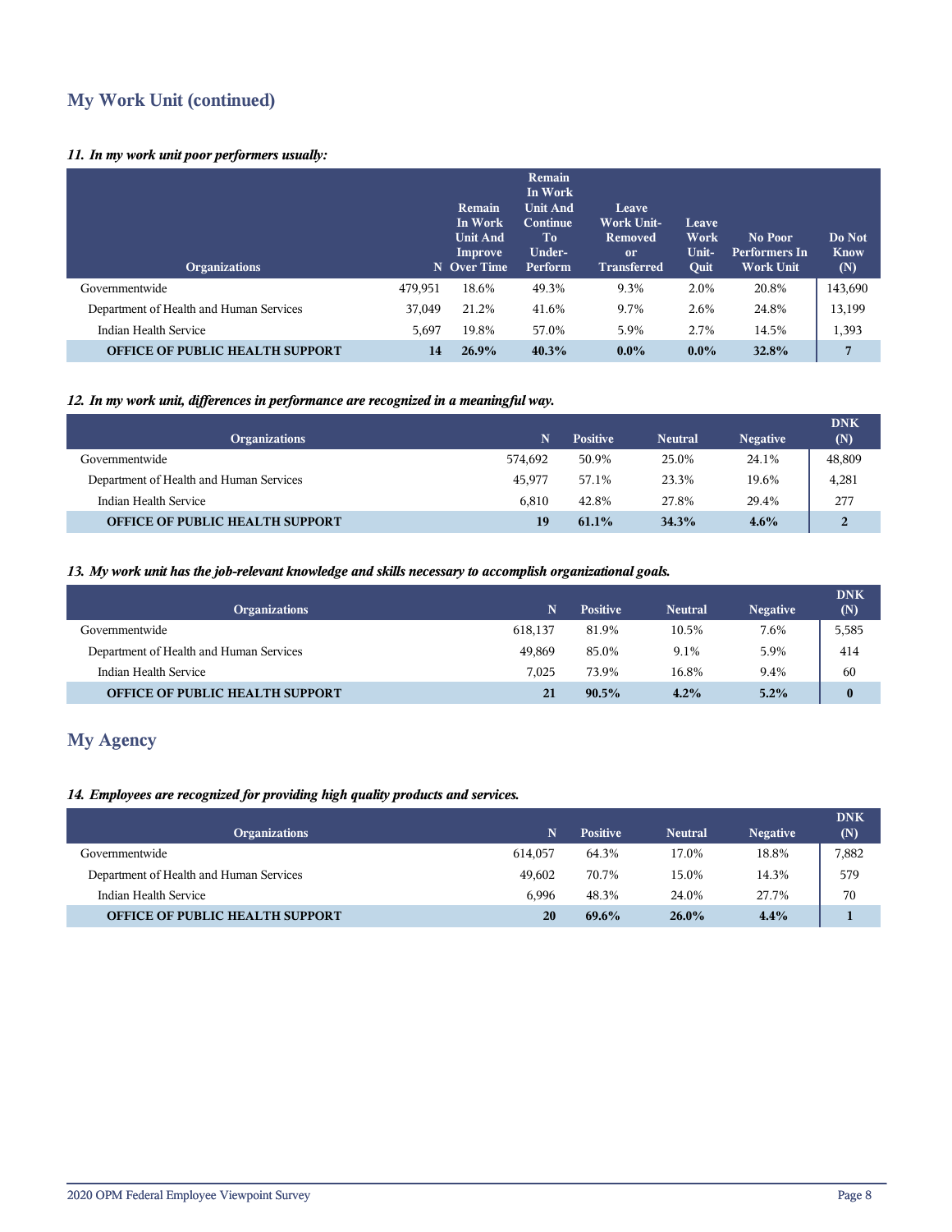## My Work Unit (continued)

*11. In my work unit poor performers usually:*

| Organizations | N | Remain In Work Unit And Improve Over Time | Remain In Work Unit And Continue To Under-Perform | Leave Work Unit-Removed or Transferred | Leave Work Unit-Quit | No Poor Performers In Work Unit | Do Not Know (N) |
|---|---|---|---|---|---|---|---|
| Governmentwide | 479,951 | 18.6% | 49.3% | 9.3% | 2.0% | 20.8% | 143,690 |
| Department of Health and Human Services | 37,049 | 21.2% | 41.6% | 9.7% | 2.6% | 24.8% | 13,199 |
| Indian Health Service | 5,697 | 19.8% | 57.0% | 5.9% | 2.7% | 14.5% | 1,393 |
| **OFFICE OF PUBLIC HEALTH SUPPORT** | **14** | **26.9%** | **40.3%** | **0.0%** | **0.0%** | **32.8%** | **7** |

*12. In my work unit, differences in performance are recognized in a meaningful way.*

| Organizations | N | Positive | Neutral | Negative | DNK (N) |
|---|---|---|---|---|---|
| Governmentwide | 574,692 | 50.9% | 25.0% | 24.1% | 48,809 |
| Department of Health and Human Services | 45,977 | 57.1% | 23.3% | 19.6% | 4,281 |
| Indian Health Service | 6,810 | 42.8% | 27.8% | 29.4% | 277 |
| **OFFICE OF PUBLIC HEALTH SUPPORT** | **19** | **61.1%** | **34.3%** | **4.6%** | **2** |

*13. My work unit has the job-relevant knowledge and skills necessary to accomplish organizational goals.*

| Organizations | N | Positive | Neutral | Negative | DNK (N) |
|---|---|---|---|---|---|
| Governmentwide | 618,137 | 81.9% | 10.5% | 7.6% | 5,585 |
| Department of Health and Human Services | 49,869 | 85.0% | 9.1% | 5.9% | 414 |
| Indian Health Service | 7,025 | 73.9% | 16.8% | 9.4% | 60 |
| **OFFICE OF PUBLIC HEALTH SUPPORT** | **21** | **90.5%** | **4.2%** | **5.2%** | **0** |

## My Agency

*14. Employees are recognized for providing high quality products and services.*

| Organizations | N | Positive | Neutral | Negative | DNK (N) |
|---|---|---|---|---|---|
| Governmentwide | 614,057 | 64.3% | 17.0% | 18.8% | 7,882 |
| Department of Health and Human Services | 49,602 | 70.7% | 15.0% | 14.3% | 579 |
| Indian Health Service | 6,996 | 48.3% | 24.0% | 27.7% | 70 |
| **OFFICE OF PUBLIC HEALTH SUPPORT** | **20** | **69.6%** | **26.0%** | **4.4%** | **1** |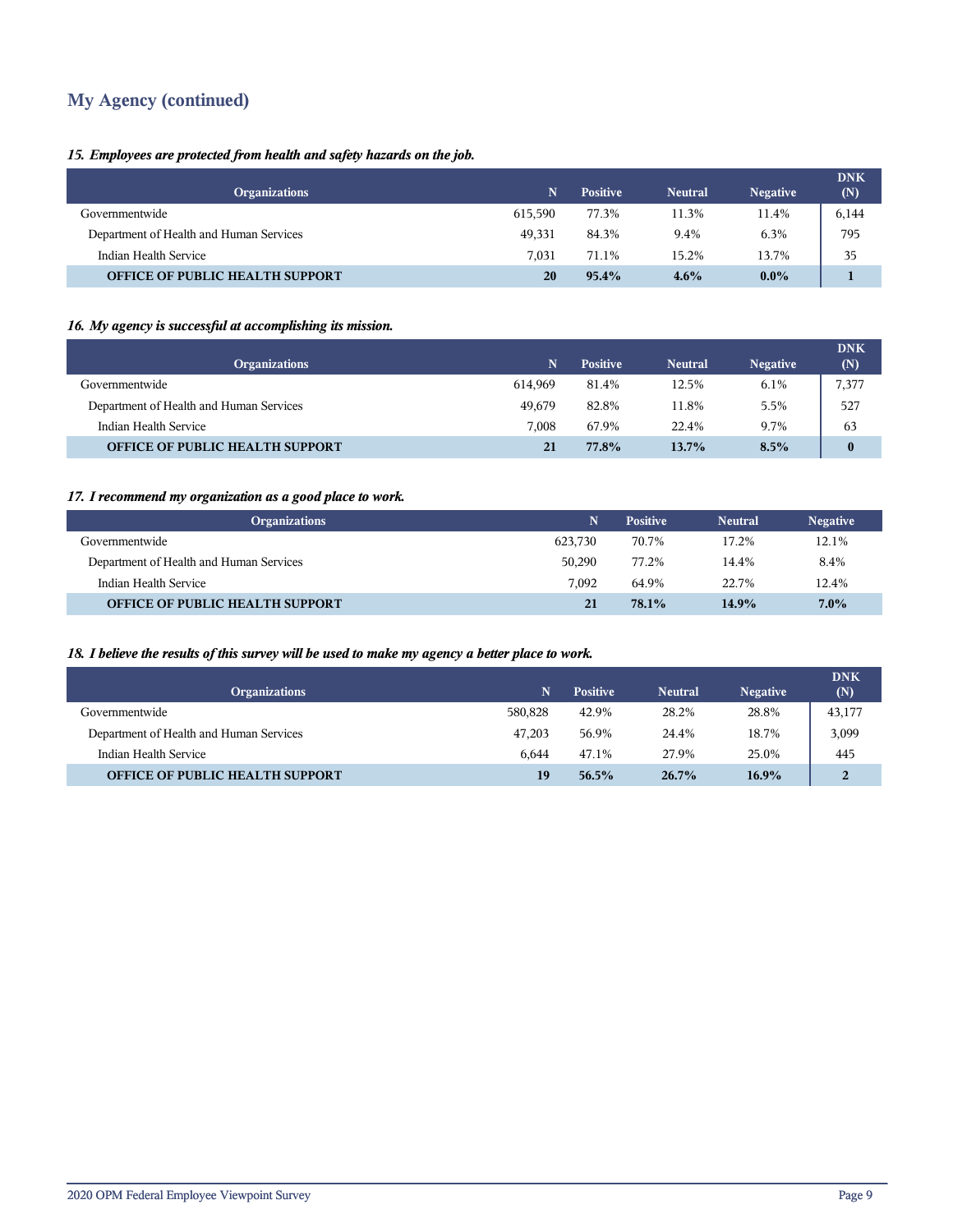## My Agency (continued)

*15. Employees are protected from health and safety hazards on the job.*

| Organizations | N | Positive | Neutral | Negative | DNK (N) |
|---|---|---|---|---|---|
| Governmentwide | 615,590 | 77.3% | 11.3% | 11.4% | 6,144 |
| Department of Health and Human Services | 49,331 | 84.3% | 9.4% | 6.3% | 795 |
| Indian Health Service | 7,031 | 71.1% | 15.2% | 13.7% | 35 |
| **OFFICE OF PUBLIC HEALTH SUPPORT** | **20** | **95.4%** | **4.6%** | **0.0%** | **1** |

*16. My agency is successful at accomplishing its mission.*

| Organizations | N | Positive | Neutral | Negative | DNK (N) |
|---|---|---|---|---|---|
| Governmentwide | 614,969 | 81.4% | 12.5% | 6.1% | 7,377 |
| Department of Health and Human Services | 49,679 | 82.8% | 11.8% | 5.5% | 527 |
| Indian Health Service | 7,008 | 67.9% | 22.4% | 9.7% | 63 |
| **OFFICE OF PUBLIC HEALTH SUPPORT** | **21** | **77.8%** | **13.7%** | **8.5%** | **0** |

*17. I recommend my organization as a good place to work.*

| Organizations | N | Positive | Neutral | Negative |
|---|---|---|---|---|
| Governmentwide | 623,730 | 70.7% | 17.2% | 12.1% |
| Department of Health and Human Services | 50,290 | 77.2% | 14.4% | 8.4% |
| Indian Health Service | 7,092 | 64.9% | 22.7% | 12.4% |
| **OFFICE OF PUBLIC HEALTH SUPPORT** | **21** | **78.1%** | **14.9%** | **7.0%** |

*18. I believe the results of this survey will be used to make my agency a better place to work.*

| Organizations | N | Positive | Neutral | Negative | DNK (N) |
|---|---|---|---|---|---|
| Governmentwide | 580,828 | 42.9% | 28.2% | 28.8% | 43,177 |
| Department of Health and Human Services | 47,203 | 56.9% | 24.4% | 18.7% | 3,099 |
| Indian Health Service | 6,644 | 47.1% | 27.9% | 25.0% | 445 |
| **OFFICE OF PUBLIC HEALTH SUPPORT** | **19** | **56.5%** | **26.7%** | **16.9%** | **2** |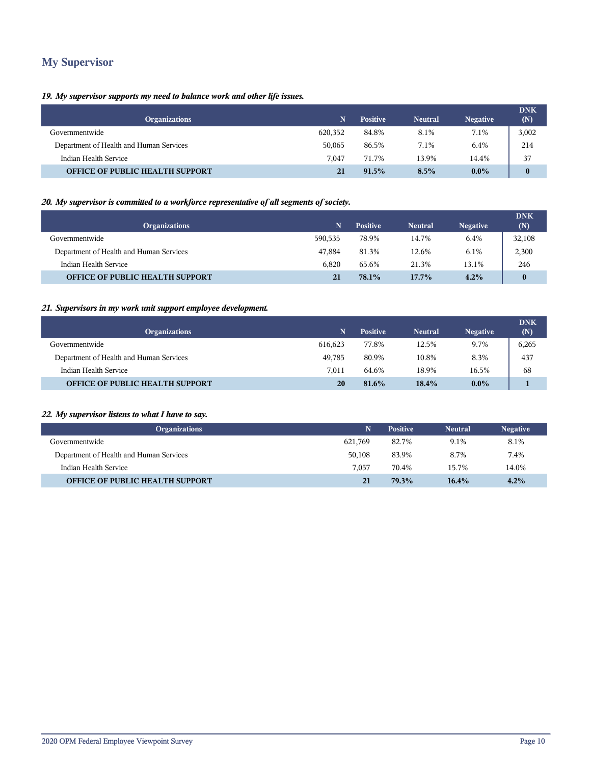## My Supervisor

***19. My supervisor supports my need to balance work and other life issues.***

| Organizations | N | Positive | Neutral | Negative | DNK (N) |
|---|---|---|---|---|---|
| Governmentwide | 620,352 | 84.8% | 8.1% | 7.1% | 3,002 |
| Department of Health and Human Services | 50,065 | 86.5% | 7.1% | 6.4% | 214 |
| Indian Health Service | 7,047 | 71.7% | 13.9% | 14.4% | 37 |
| **OFFICE OF PUBLIC HEALTH SUPPORT** | **21** | **91.5%** | **8.5%** | **0.0%** | **0** |

***20. My supervisor is committed to a workforce representative of all segments of society.***

| Organizations | N | Positive | Neutral | Negative | DNK (N) |
|---|---|---|---|---|---|
| Governmentwide | 590,535 | 78.9% | 14.7% | 6.4% | 32,108 |
| Department of Health and Human Services | 47,884 | 81.3% | 12.6% | 6.1% | 2,300 |
| Indian Health Service | 6,820 | 65.6% | 21.3% | 13.1% | 246 |
| **OFFICE OF PUBLIC HEALTH SUPPORT** | **21** | **78.1%** | **17.7%** | **4.2%** | **0** |

***21. Supervisors in my work unit support employee development.***

| Organizations | N | Positive | Neutral | Negative | DNK (N) |
|---|---|---|---|---|---|
| Governmentwide | 616,623 | 77.8% | 12.5% | 9.7% | 6,265 |
| Department of Health and Human Services | 49,785 | 80.9% | 10.8% | 8.3% | 437 |
| Indian Health Service | 7,011 | 64.6% | 18.9% | 16.5% | 68 |
| **OFFICE OF PUBLIC HEALTH SUPPORT** | **20** | **81.6%** | **18.4%** | **0.0%** | **1** |

***22. My supervisor listens to what I have to say.***

| Organizations | N | Positive | Neutral | Negative |
|---|---|---|---|---|
| Governmentwide | 621,769 | 82.7% | 9.1% | 8.1% |
| Department of Health and Human Services | 50,108 | 83.9% | 8.7% | 7.4% |
| Indian Health Service | 7,057 | 70.4% | 15.7% | 14.0% |
| **OFFICE OF PUBLIC HEALTH SUPPORT** | **21** | **79.3%** | **16.4%** | **4.2%** |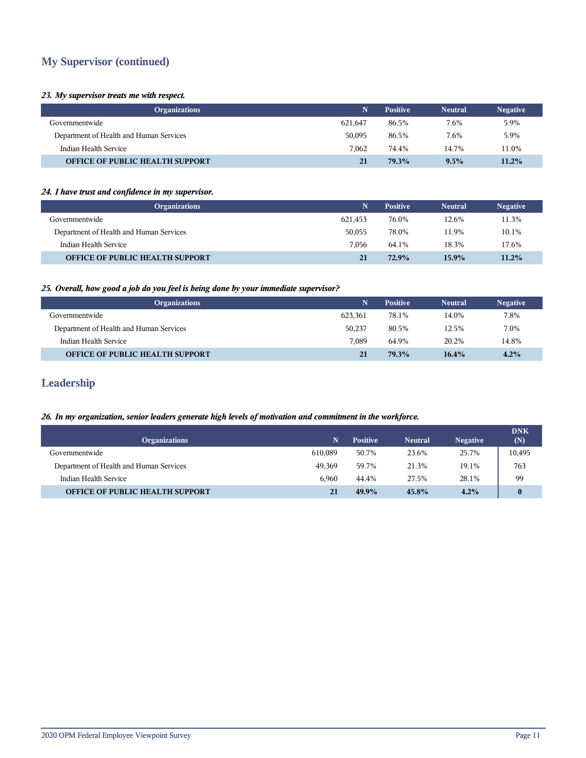## My Supervisor (continued)

***23. My supervisor treats me with respect.***

| Organizations | N | Positive | Neutral | Negative |
|---|---|---|---|---|
| Governmentwide | 621,647 | 86.5% | 7.6% | 5.9% |
| Department of Health and Human Services | 50,095 | 86.5% | 7.6% | 5.9% |
| Indian Health Service | 7,062 | 74.4% | 14.7% | 11.0% |
| **OFFICE OF PUBLIC HEALTH SUPPORT** | **21** | **79.3%** | **9.5%** | **11.2%** |

***24. I have trust and confidence in my supervisor.***

| Organizations | N | Positive | Neutral | Negative |
|---|---|---|---|---|
| Governmentwide | 621,453 | 76.0% | 12.6% | 11.3% |
| Department of Health and Human Services | 50,055 | 78.0% | 11.9% | 10.1% |
| Indian Health Service | 7,056 | 64.1% | 18.3% | 17.6% |
| **OFFICE OF PUBLIC HEALTH SUPPORT** | **21** | **72.9%** | **15.9%** | **11.2%** |

***25. Overall, how good a job do you feel is being done by your immediate supervisor?***

| Organizations | N | Positive | Neutral | Negative |
|---|---|---|---|---|
| Governmentwide | 623,361 | 78.1% | 14.0% | 7.8% |
| Department of Health and Human Services | 50,237 | 80.5% | 12.5% | 7.0% |
| Indian Health Service | 7,089 | 64.9% | 20.2% | 14.8% |
| **OFFICE OF PUBLIC HEALTH SUPPORT** | **21** | **79.3%** | **16.4%** | **4.2%** |

## Leadership

***26. In my organization, senior leaders generate high levels of motivation and commitment in the workforce.***

| Organizations | N | Positive | Neutral | Negative | DNK (N) |
|---|---|---|---|---|---|
| Governmentwide | 610,089 | 50.7% | 23.6% | 25.7% | 10,495 |
| Department of Health and Human Services | 49,369 | 59.7% | 21.3% | 19.1% | 763 |
| Indian Health Service | 6,960 | 44.4% | 27.5% | 28.1% | 99 |
| **OFFICE OF PUBLIC HEALTH SUPPORT** | **21** | **49.9%** | **45.8%** | **4.2%** | **0** |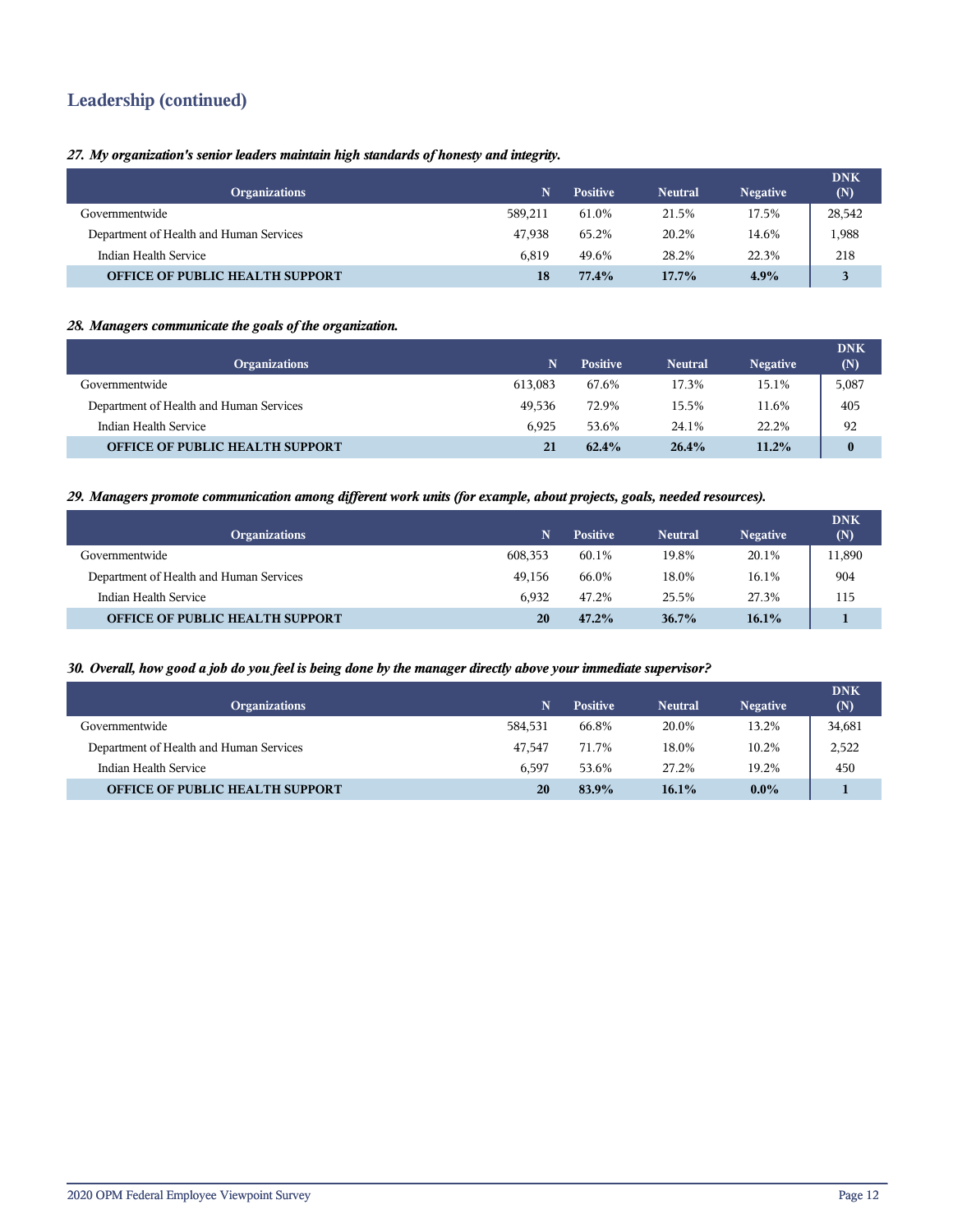## Leadership (continued)

***27. My organization's senior leaders maintain high standards of honesty and integrity.***

| Organizations | N | Positive | Neutral | Negative | DNK (N) |
|---|---|---|---|---|---|
| Governmentwide | 589,211 | 61.0% | 21.5% | 17.5% | 28,542 |
| Department of Health and Human Services | 47,938 | 65.2% | 20.2% | 14.6% | 1,988 |
| Indian Health Service | 6,819 | 49.6% | 28.2% | 22.3% | 218 |
| **OFFICE OF PUBLIC HEALTH SUPPORT** | **18** | **77.4%** | **17.7%** | **4.9%** | **3** |

***28. Managers communicate the goals of the organization.***

| Organizations | N | Positive | Neutral | Negative | DNK (N) |
|---|---|---|---|---|---|
| Governmentwide | 613,083 | 67.6% | 17.3% | 15.1% | 5,087 |
| Department of Health and Human Services | 49,536 | 72.9% | 15.5% | 11.6% | 405 |
| Indian Health Service | 6,925 | 53.6% | 24.1% | 22.2% | 92 |
| **OFFICE OF PUBLIC HEALTH SUPPORT** | **21** | **62.4%** | **26.4%** | **11.2%** | **0** |

***29. Managers promote communication among different work units (for example, about projects, goals, needed resources).***

| Organizations | N | Positive | Neutral | Negative | DNK (N) |
|---|---|---|---|---|---|
| Governmentwide | 608,353 | 60.1% | 19.8% | 20.1% | 11,890 |
| Department of Health and Human Services | 49,156 | 66.0% | 18.0% | 16.1% | 904 |
| Indian Health Service | 6,932 | 47.2% | 25.5% | 27.3% | 115 |
| **OFFICE OF PUBLIC HEALTH SUPPORT** | **20** | **47.2%** | **36.7%** | **16.1%** | **1** |

***30. Overall, how good a job do you feel is being done by the manager directly above your immediate supervisor?***

| Organizations | N | Positive | Neutral | Negative | DNK (N) |
|---|---|---|---|---|---|
| Governmentwide | 584,531 | 66.8% | 20.0% | 13.2% | 34,681 |
| Department of Health and Human Services | 47,547 | 71.7% | 18.0% | 10.2% | 2,522 |
| Indian Health Service | 6,597 | 53.6% | 27.2% | 19.2% | 450 |
| **OFFICE OF PUBLIC HEALTH SUPPORT** | **20** | **83.9%** | **16.1%** | **0.0%** | **1** |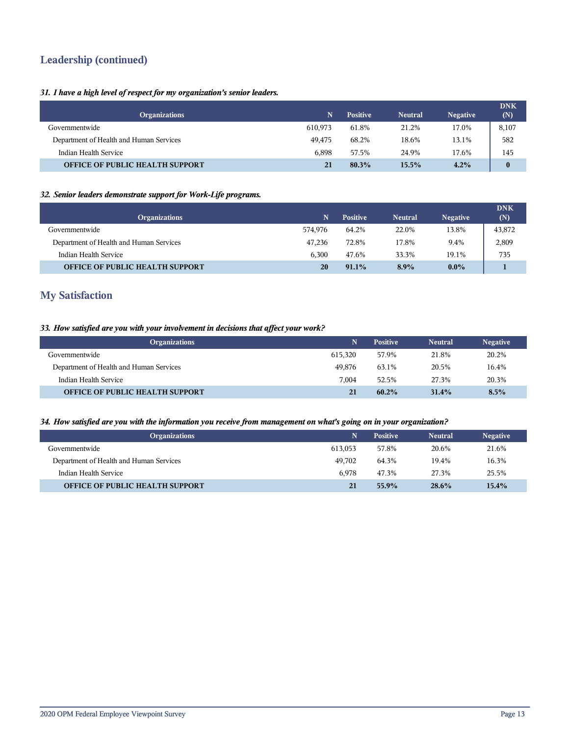## Leadership (continued)

*31. I have a high level of respect for my organization's senior leaders.*

| Organizations | N | Positive | Neutral | Negative | DNK (N) |
|---|---|---|---|---|---|
| Governmentwide | 610,973 | 61.8% | 21.2% | 17.0% | 8,107 |
| Department of Health and Human Services | 49,475 | 68.2% | 18.6% | 13.1% | 582 |
| Indian Health Service | 6,898 | 57.5% | 24.9% | 17.6% | 145 |
| **OFFICE OF PUBLIC HEALTH SUPPORT** | **21** | **80.3%** | **15.5%** | **4.2%** | **0** |

*32. Senior leaders demonstrate support for Work-Life programs.*

| Organizations | N | Positive | Neutral | Negative | DNK (N) |
|---|---|---|---|---|---|
| Governmentwide | 574,976 | 64.2% | 22.0% | 13.8% | 43,872 |
| Department of Health and Human Services | 47,236 | 72.8% | 17.8% | 9.4% | 2,809 |
| Indian Health Service | 6,300 | 47.6% | 33.3% | 19.1% | 735 |
| **OFFICE OF PUBLIC HEALTH SUPPORT** | **20** | **91.1%** | **8.9%** | **0.0%** | **1** |

## My Satisfaction

*33. How satisfied are you with your involvement in decisions that affect your work?*

| Organizations | N | Positive | Neutral | Negative |
|---|---|---|---|---|
| Governmentwide | 615,320 | 57.9% | 21.8% | 20.2% |
| Department of Health and Human Services | 49,876 | 63.1% | 20.5% | 16.4% |
| Indian Health Service | 7,004 | 52.5% | 27.3% | 20.3% |
| **OFFICE OF PUBLIC HEALTH SUPPORT** | **21** | **60.2%** | **31.4%** | **8.5%** |

*34. How satisfied are you with the information you receive from management on what's going on in your organization?*

| Organizations | N | Positive | Neutral | Negative |
|---|---|---|---|---|
| Governmentwide | 613,053 | 57.8% | 20.6% | 21.6% |
| Department of Health and Human Services | 49,702 | 64.3% | 19.4% | 16.3% |
| Indian Health Service | 6,978 | 47.3% | 27.3% | 25.5% |
| **OFFICE OF PUBLIC HEALTH SUPPORT** | **21** | **55.9%** | **28.6%** | **15.4%** |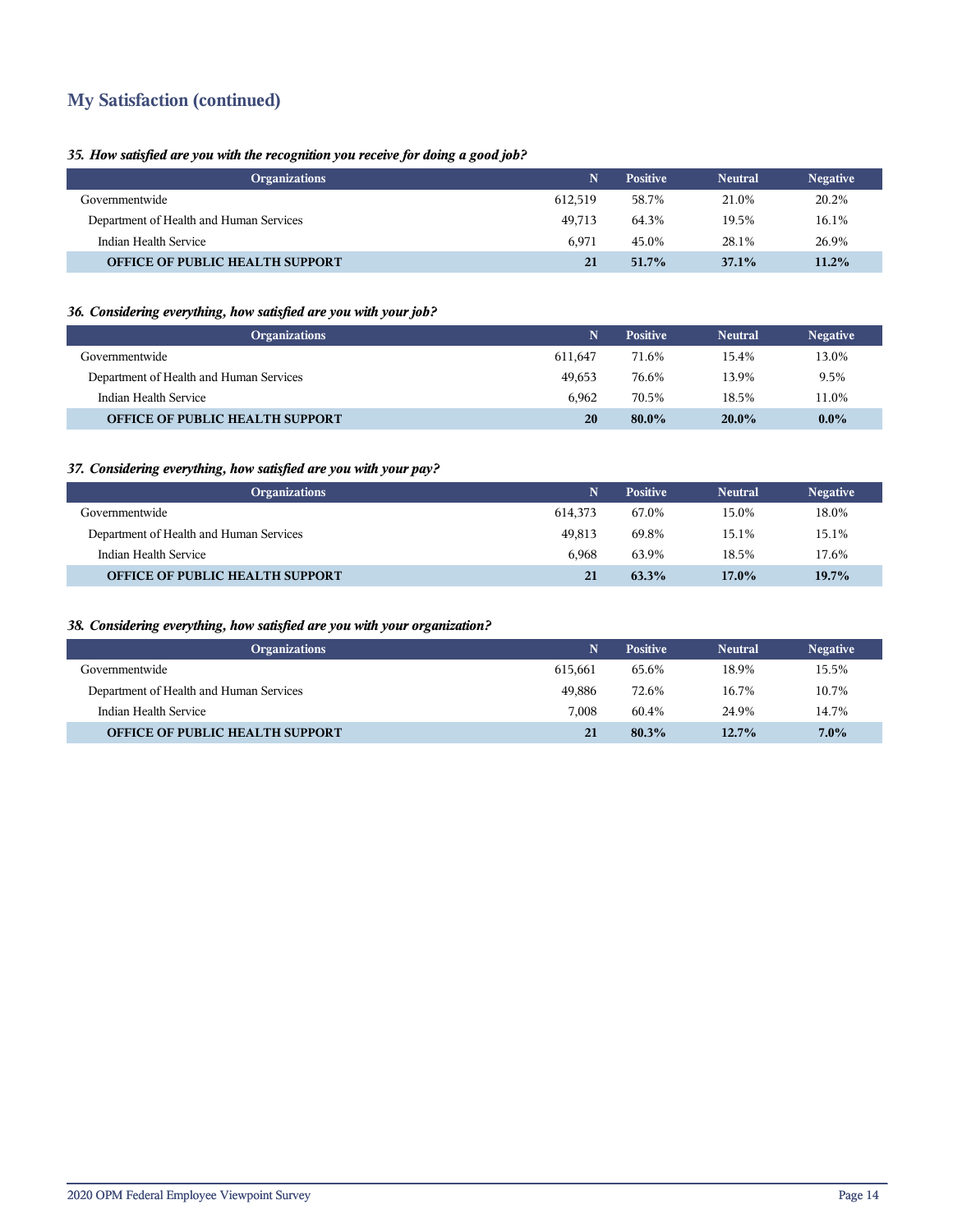## My Satisfaction (continued)

*35. How satisfied are you with the recognition you receive for doing a good job?*

| Organizations | N | Positive | Neutral | Negative |
|---|---|---|---|---|
| Governmentwide | 612,519 | 58.7% | 21.0% | 20.2% |
| Department of Health and Human Services | 49,713 | 64.3% | 19.5% | 16.1% |
| Indian Health Service | 6,971 | 45.0% | 28.1% | 26.9% |
| **OFFICE OF PUBLIC HEALTH SUPPORT** | **21** | **51.7%** | **37.1%** | **11.2%** |

*36. Considering everything, how satisfied are you with your job?*

| Organizations | N | Positive | Neutral | Negative |
|---|---|---|---|---|
| Governmentwide | 611,647 | 71.6% | 15.4% | 13.0% |
| Department of Health and Human Services | 49,653 | 76.6% | 13.9% | 9.5% |
| Indian Health Service | 6,962 | 70.5% | 18.5% | 11.0% |
| **OFFICE OF PUBLIC HEALTH SUPPORT** | **20** | **80.0%** | **20.0%** | **0.0%** |

*37. Considering everything, how satisfied are you with your pay?*

| Organizations | N | Positive | Neutral | Negative |
|---|---|---|---|---|
| Governmentwide | 614,373 | 67.0% | 15.0% | 18.0% |
| Department of Health and Human Services | 49,813 | 69.8% | 15.1% | 15.1% |
| Indian Health Service | 6,968 | 63.9% | 18.5% | 17.6% |
| **OFFICE OF PUBLIC HEALTH SUPPORT** | **21** | **63.3%** | **17.0%** | **19.7%** |

*38. Considering everything, how satisfied are you with your organization?*

| Organizations | N | Positive | Neutral | Negative |
|---|---|---|---|---|
| Governmentwide | 615,661 | 65.6% | 18.9% | 15.5% |
| Department of Health and Human Services | 49,886 | 72.6% | 16.7% | 10.7% |
| Indian Health Service | 7,008 | 60.4% | 24.9% | 14.7% |
| **OFFICE OF PUBLIC HEALTH SUPPORT** | **21** | **80.3%** | **12.7%** | **7.0%** |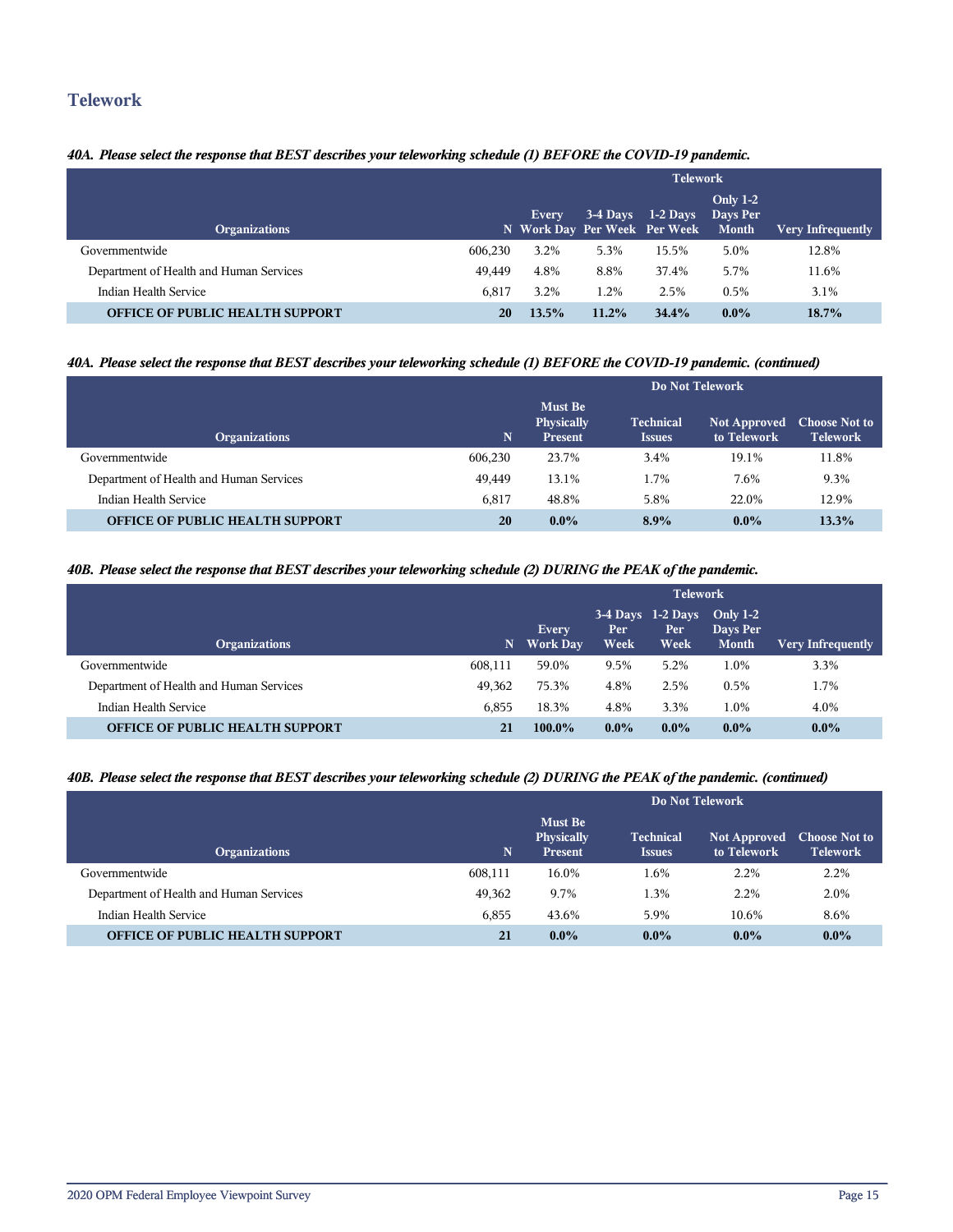## Telework

*40A. Please select the response that BEST describes your teleworking schedule (1) BEFORE the COVID-19 pandemic.*

| Organizations | N | Telework | | | | |
|---|---|---|---|---|---|---|
| | | Every Work Day | 3-4 Days Per Week | 1-2 Days Per Week | Only 1-2 Days Per Month | Very Infrequently |
| Governmentwide | 606,230 | 3.2% | 5.3% | 15.5% | 5.0% | 12.8% |
| Department of Health and Human Services | 49,449 | 4.8% | 8.8% | 37.4% | 5.7% | 11.6% |
| Indian Health Service | 6,817 | 3.2% | 1.2% | 2.5% | 0.5% | 3.1% |
| **OFFICE OF PUBLIC HEALTH SUPPORT** | **20** | **13.5%** | **11.2%** | **34.4%** | **0.0%** | **18.7%** |

*40A. Please select the response that BEST describes your teleworking schedule (1) BEFORE the COVID-19 pandemic. (continued)*

| Organizations | N | Do Not Telework | | | |
|---|---|---|---|---|---|
| | | Must Be Physically Present | Technical Issues | Not Approved to Telework | Choose Not to Telework |
| Governmentwide | 606,230 | 23.7% | 3.4% | 19.1% | 11.8% |
| Department of Health and Human Services | 49,449 | 13.1% | 1.7% | 7.6% | 9.3% |
| Indian Health Service | 6,817 | 48.8% | 5.8% | 22.0% | 12.9% |
| **OFFICE OF PUBLIC HEALTH SUPPORT** | **20** | **0.0%** | **8.9%** | **0.0%** | **13.3%** |

*40B. Please select the response that BEST describes your teleworking schedule (2) DURING the PEAK of the pandemic.*

| Organizations | N | Telework | | | | |
|---|---|---|---|---|---|---|
| | | Every Work Day | 3-4 Days Per Week | 1-2 Days Per Week | Only 1-2 Days Per Month | Very Infrequently |
| Governmentwide | 608,111 | 59.0% | 9.5% | 5.2% | 1.0% | 3.3% |
| Department of Health and Human Services | 49,362 | 75.3% | 4.8% | 2.5% | 0.5% | 1.7% |
| Indian Health Service | 6,855 | 18.3% | 4.8% | 3.3% | 1.0% | 4.0% |
| **OFFICE OF PUBLIC HEALTH SUPPORT** | **21** | **100.0%** | **0.0%** | **0.0%** | **0.0%** | **0.0%** |

*40B. Please select the response that BEST describes your teleworking schedule (2) DURING the PEAK of the pandemic. (continued)*

| Organizations | N | Do Not Telework | | | |
|---|---|---|---|---|---|
| | | Must Be Physically Present | Technical Issues | Not Approved to Telework | Choose Not to Telework |
| Governmentwide | 608,111 | 16.0% | 1.6% | 2.2% | 2.2% |
| Department of Health and Human Services | 49,362 | 9.7% | 1.3% | 2.2% | 2.0% |
| Indian Health Service | 6,855 | 43.6% | 5.9% | 10.6% | 8.6% |
| **OFFICE OF PUBLIC HEALTH SUPPORT** | **21** | **0.0%** | **0.0%** | **0.0%** | **0.0%** |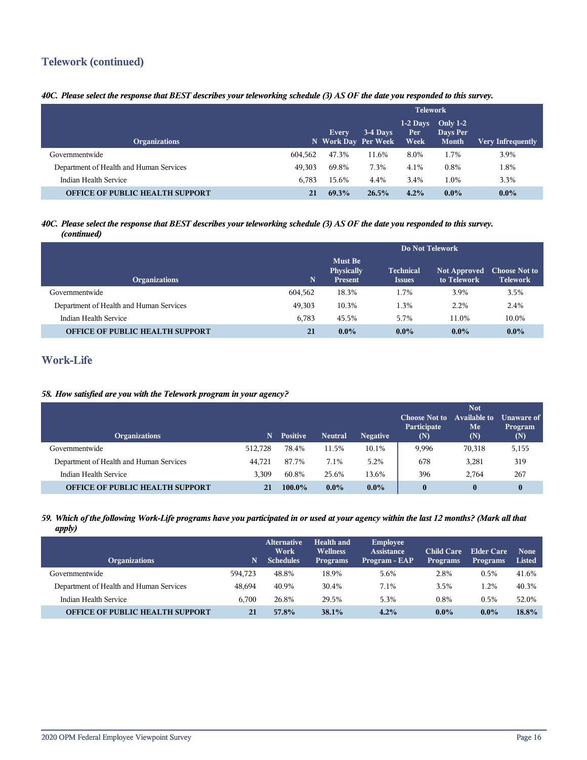## Telework (continued)

*40C. Please select the response that BEST describes your teleworking schedule (3) AS OF the date you responded to this survey.*

| | | Telework | | | | |
|---|---|---|---|---|---|---|
| Organizations | N | Every Work Day | 3-4 Days Per Week | 1-2 Days Per Week | Only 1-2 Days Per Month | Very Infrequently |
| Governmentwide | 604,562 | 47.3% | 11.6% | 8.0% | 1.7% | 3.9% |
| Department of Health and Human Services | 49,303 | 69.8% | 7.3% | 4.1% | 0.8% | 1.8% |
| Indian Health Service | 6,783 | 15.6% | 4.4% | 3.4% | 1.0% | 3.3% |
| **OFFICE OF PUBLIC HEALTH SUPPORT** | **21** | **69.3%** | **26.5%** | **4.2%** | **0.0%** | **0.0%** |

*40C. Please select the response that BEST describes your teleworking schedule (3) AS OF the date you responded to this survey. (continued)*

| | | Do Not Telework | | | |
|---|---|---|---|---|---|
| Organizations | N | Must Be Physically Present | Technical Issues | Not Approved to Telework | Choose Not to Telework |
| Governmentwide | 604,562 | 18.3% | 1.7% | 3.9% | 3.5% |
| Department of Health and Human Services | 49,303 | 10.3% | 1.3% | 2.2% | 2.4% |
| Indian Health Service | 6,783 | 45.5% | 5.7% | 11.0% | 10.0% |
| **OFFICE OF PUBLIC HEALTH SUPPORT** | **21** | **0.0%** | **0.0%** | **0.0%** | **0.0%** |

## Work-Life

*58. How satisfied are you with the Telework program in your agency?*

| Organizations | N | Positive | Neutral | Negative | Choose Not to Participate (N) | Not Available to Me (N) | Unaware of Program (N) |
|---|---|---|---|---|---|---|---|
| Governmentwide | 512,728 | 78.4% | 11.5% | 10.1% | 9,996 | 70,318 | 5,155 |
| Department of Health and Human Services | 44,721 | 87.7% | 7.1% | 5.2% | 678 | 3,281 | 319 |
| Indian Health Service | 3,309 | 60.8% | 25.6% | 13.6% | 396 | 2,764 | 267 |
| **OFFICE OF PUBLIC HEALTH SUPPORT** | **21** | **100.0%** | **0.0%** | **0.0%** | **0** | **0** | **0** |

*59. Which of the following Work-Life programs have you participated in or used at your agency within the last 12 months? (Mark all that apply)*

| Organizations | N | Alternative Work Schedules | Health and Wellness Programs | Employee Assistance Program - EAP | Child Care Programs | Elder Care Programs | None Listed |
|---|---|---|---|---|---|---|---|
| Governmentwide | 594,723 | 48.8% | 18.9% | 5.6% | 2.8% | 0.5% | 41.6% |
| Department of Health and Human Services | 48,694 | 40.9% | 30.4% | 7.1% | 3.5% | 1.2% | 40.3% |
| Indian Health Service | 6,700 | 26.8% | 29.5% | 5.3% | 0.8% | 0.5% | 52.0% |
| **OFFICE OF PUBLIC HEALTH SUPPORT** | **21** | **57.8%** | **38.1%** | **4.2%** | **0.0%** | **0.0%** | **18.8%** |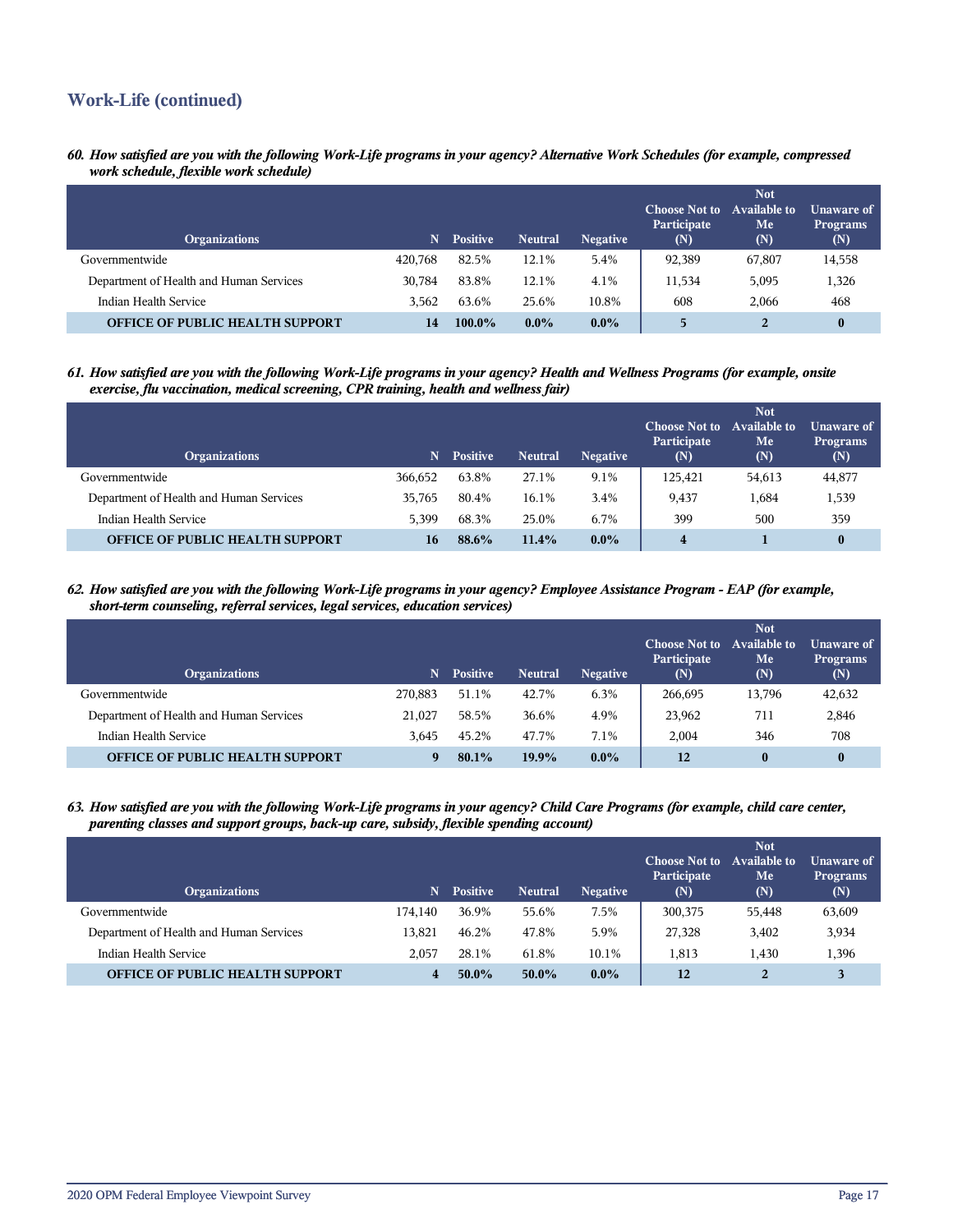## Work-Life (continued)

***60. How satisfied are you with the following Work-Life programs in your agency? Alternative Work Schedules (for example, compressed work schedule, flexible work schedule)***

| Organizations | N | Positive | Neutral | Negative | Choose Not to Participate (N) | Not Available to Me (N) | Unaware of Programs (N) |
|---|---|---|---|---|---|---|---|
| Governmentwide | 420,768 | 82.5% | 12.1% | 5.4% | 92,389 | 67,807 | 14,558 |
| Department of Health and Human Services | 30,784 | 83.8% | 12.1% | 4.1% | 11,534 | 5,095 | 1,326 |
| Indian Health Service | 3,562 | 63.6% | 25.6% | 10.8% | 608 | 2,066 | 468 |
| **OFFICE OF PUBLIC HEALTH SUPPORT** | **14** | **100.0%** | **0.0%** | **0.0%** | **5** | **2** | **0** |

***61. How satisfied are you with the following Work-Life programs in your agency? Health and Wellness Programs (for example, onsite exercise, flu vaccination, medical screening, CPR training, health and wellness fair)***

| Organizations | N | Positive | Neutral | Negative | Choose Not to Participate (N) | Not Available to Me (N) | Unaware of Programs (N) |
|---|---|---|---|---|---|---|---|
| Governmentwide | 366,652 | 63.8% | 27.1% | 9.1% | 125,421 | 54,613 | 44,877 |
| Department of Health and Human Services | 35,765 | 80.4% | 16.1% | 3.4% | 9,437 | 1,684 | 1,539 |
| Indian Health Service | 5,399 | 68.3% | 25.0% | 6.7% | 399 | 500 | 359 |
| **OFFICE OF PUBLIC HEALTH SUPPORT** | **16** | **88.6%** | **11.4%** | **0.0%** | **4** | **1** | **0** |

***62. How satisfied are you with the following Work-Life programs in your agency? Employee Assistance Program - EAP (for example, short-term counseling, referral services, legal services, education services)***

| Organizations | N | Positive | Neutral | Negative | Choose Not to Participate (N) | Not Available to Me (N) | Unaware of Programs (N) |
|---|---|---|---|---|---|---|---|
| Governmentwide | 270,883 | 51.1% | 42.7% | 6.3% | 266,695 | 13,796 | 42,632 |
| Department of Health and Human Services | 21,027 | 58.5% | 36.6% | 4.9% | 23,962 | 711 | 2,846 |
| Indian Health Service | 3,645 | 45.2% | 47.7% | 7.1% | 2,004 | 346 | 708 |
| **OFFICE OF PUBLIC HEALTH SUPPORT** | **9** | **80.1%** | **19.9%** | **0.0%** | **12** | **0** | **0** |

***63. How satisfied are you with the following Work-Life programs in your agency? Child Care Programs (for example, child care center, parenting classes and support groups, back-up care, subsidy, flexible spending account)***

| Organizations | N | Positive | Neutral | Negative | Choose Not to Participate (N) | Not Available to Me (N) | Unaware of Programs (N) |
|---|---|---|---|---|---|---|---|
| Governmentwide | 174,140 | 36.9% | 55.6% | 7.5% | 300,375 | 55,448 | 63,609 |
| Department of Health and Human Services | 13,821 | 46.2% | 47.8% | 5.9% | 27,328 | 3,402 | 3,934 |
| Indian Health Service | 2,057 | 28.1% | 61.8% | 10.1% | 1,813 | 1,430 | 1,396 |
| **OFFICE OF PUBLIC HEALTH SUPPORT** | **4** | **50.0%** | **50.0%** | **0.0%** | **12** | **2** | **3** |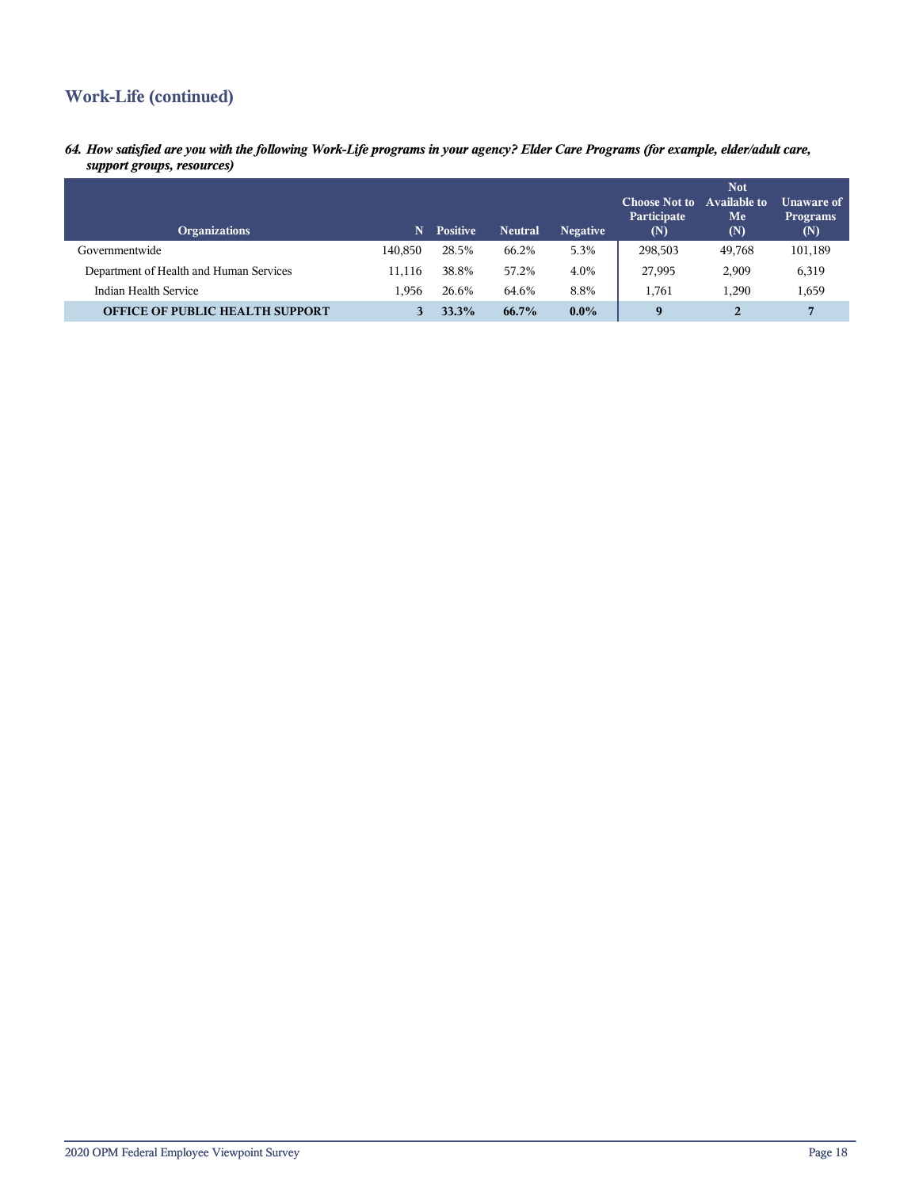## Work-Life (continued)

***64. How satisfied are you with the following Work-Life programs in your agency? Elder Care Programs (for example, elder/adult care, support groups, resources)***

| Organizations | N | Positive | Neutral | Negative | Choose Not to Participate (N) | Not Available to Me (N) | Unaware of Programs (N) |
|---|---|---|---|---|---|---|---|
| Governmentwide | 140,850 | 28.5% | 66.2% | 5.3% | 298,503 | 49,768 | 101,189 |
| Department of Health and Human Services | 11,116 | 38.8% | 57.2% | 4.0% | 27,995 | 2,909 | 6,319 |
| Indian Health Service | 1,956 | 26.6% | 64.6% | 8.8% | 1,761 | 1,290 | 1,659 |
| **OFFICE OF PUBLIC HEALTH SUPPORT** | **3** | **33.3%** | **66.7%** | **0.0%** | **9** | **2** | **7** |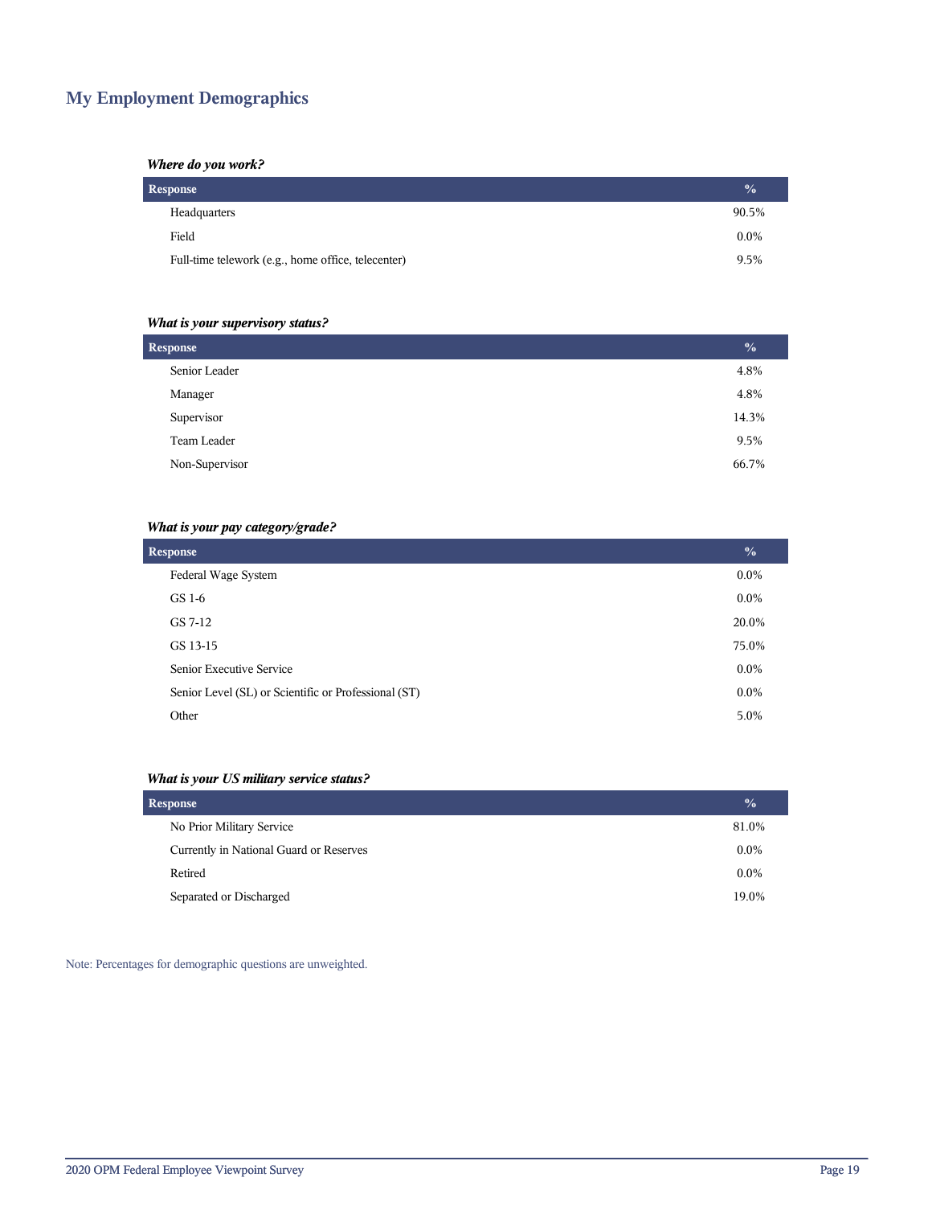## My Employment Demographics

***Where do you work?***

| Response | % |
|---|---|
| Headquarters | 90.5% |
| Field | 0.0% |
| Full-time telework (e.g., home office, telecenter) | 9.5% |

***What is your supervisory status?***

| Response | % |
|---|---|
| Senior Leader | 4.8% |
| Manager | 4.8% |
| Supervisor | 14.3% |
| Team Leader | 9.5% |
| Non-Supervisor | 66.7% |

***What is your pay category/grade?***

| Response | % |
|---|---|
| Federal Wage System | 0.0% |
| GS 1-6 | 0.0% |
| GS 7-12 | 20.0% |
| GS 13-15 | 75.0% |
| Senior Executive Service | 0.0% |
| Senior Level (SL) or Scientific or Professional (ST) | 0.0% |
| Other | 5.0% |

***What is your US military service status?***

| Response | % |
|---|---|
| No Prior Military Service | 81.0% |
| Currently in National Guard or Reserves | 0.0% |
| Retired | 0.0% |
| Separated or Discharged | 19.0% |

Note: Percentages for demographic questions are unweighted.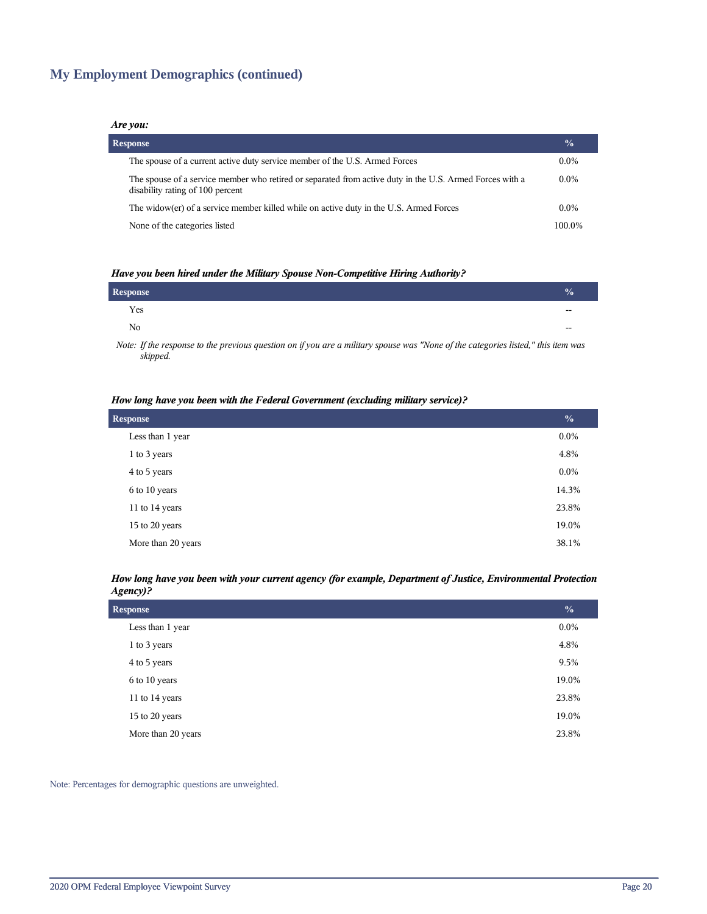## My Employment Demographics (continued)

***Are you:***

| Response | % |
|---|---|
| The spouse of a current active duty service member of the U.S. Armed Forces | 0.0% |
| The spouse of a service member who retired or separated from active duty in the U.S. Armed Forces with a disability rating of 100 percent | 0.0% |
| The widow(er) of a service member killed while on active duty in the U.S. Armed Forces | 0.0% |
| None of the categories listed | 100.0% |

***Have you been hired under the Military Spouse Non-Competitive Hiring Authority?***

| Response | % |
|---|---|
| Yes | -- |
| No | -- |

*Note: If the response to the previous question on if you are a military spouse was "None of the categories listed," this item was skipped.*

***How long have you been with the Federal Government (excluding military service)?***

| Response | % |
|---|---|
| Less than 1 year | 0.0% |
| 1 to 3 years | 4.8% |
| 4 to 5 years | 0.0% |
| 6 to 10 years | 14.3% |
| 11 to 14 years | 23.8% |
| 15 to 20 years | 19.0% |
| More than 20 years | 38.1% |

***How long have you been with your current agency (for example, Department of Justice, Environmental Protection Agency)?***

| Response | % |
|---|---|
| Less than 1 year | 0.0% |
| 1 to 3 years | 4.8% |
| 4 to 5 years | 9.5% |
| 6 to 10 years | 19.0% |
| 11 to 14 years | 23.8% |
| 15 to 20 years | 19.0% |
| More than 20 years | 23.8% |

Note: Percentages for demographic questions are unweighted.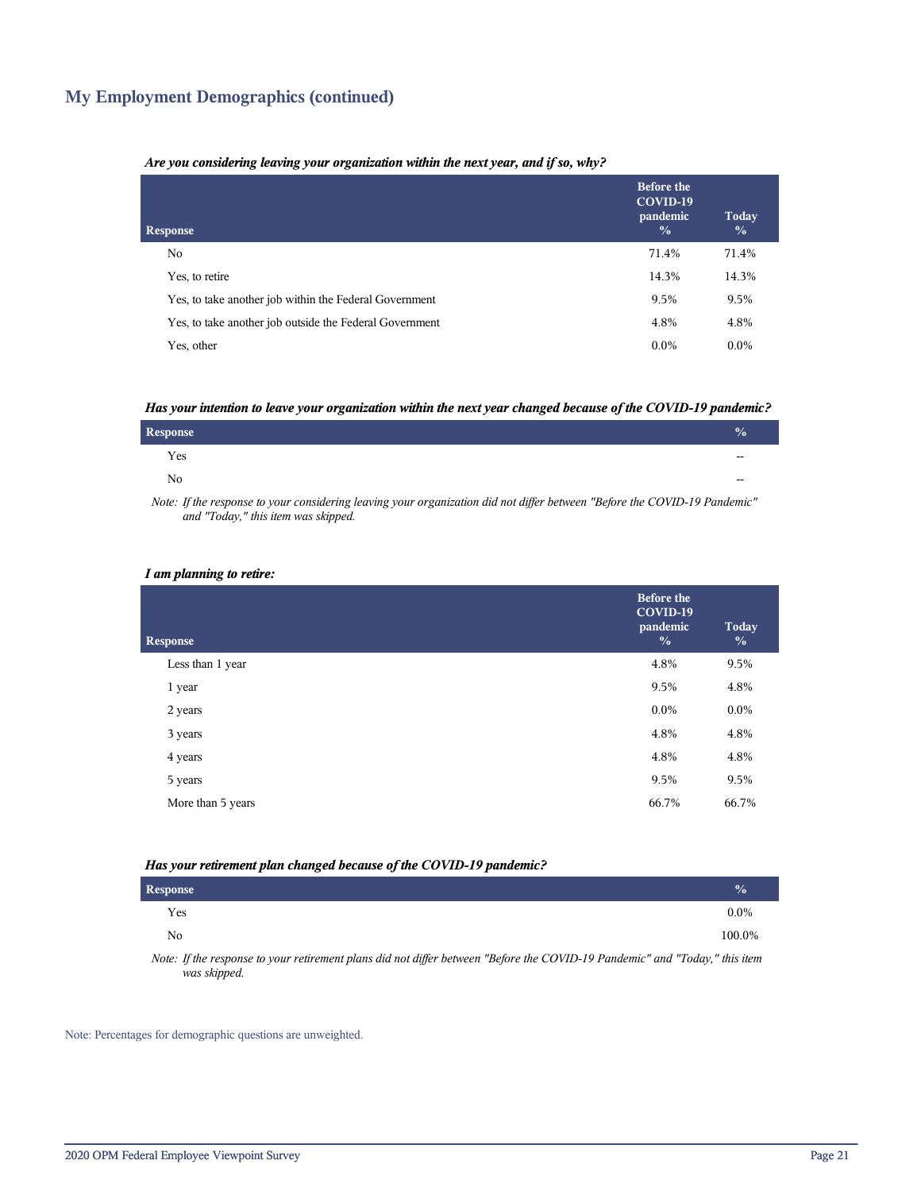## My Employment Demographics (continued)

***Are you considering leaving your organization within the next year, and if so, why?***

| Response | Before the COVID-19 pandemic % | Today % |
|---|---|---|
| No | 71.4% | 71.4% |
| Yes, to retire | 14.3% | 14.3% |
| Yes, to take another job within the Federal Government | 9.5% | 9.5% |
| Yes, to take another job outside the Federal Government | 4.8% | 4.8% |
| Yes, other | 0.0% | 0.0% |

***Has your intention to leave your organization within the next year changed because of the COVID-19 pandemic?***

| Response | % |
|---|---|
| Yes | -- |
| No | -- |

*Note: If the response to your considering leaving your organization did not differ between "Before the COVID-19 Pandemic" and "Today," this item was skipped.*

***I am planning to retire:***

| Response | Before the COVID-19 pandemic % | Today % |
|---|---|---|
| Less than 1 year | 4.8% | 9.5% |
| 1 year | 9.5% | 4.8% |
| 2 years | 0.0% | 0.0% |
| 3 years | 4.8% | 4.8% |
| 4 years | 4.8% | 4.8% |
| 5 years | 9.5% | 9.5% |
| More than 5 years | 66.7% | 66.7% |

***Has your retirement plan changed because of the COVID-19 pandemic?***

| Response | % |
|---|---|
| Yes | 0.0% |
| No | 100.0% |

*Note: If the response to your retirement plans did not differ between "Before the COVID-19 Pandemic" and "Today," this item was skipped.*

Note: Percentages for demographic questions are unweighted.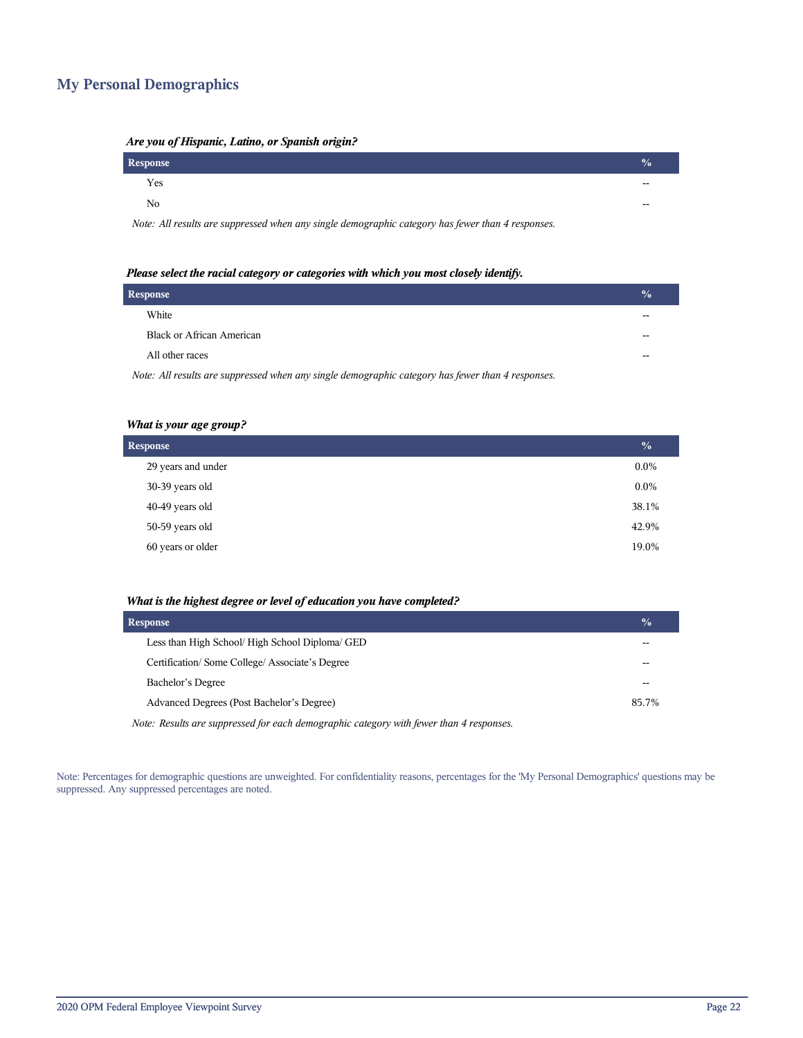## My Personal Demographics

***Are you of Hispanic, Latino, or Spanish origin?***

| Response | % |
|---|---|
| Yes | -- |
| No | -- |

*Note: All results are suppressed when any single demographic category has fewer than 4 responses.*

***Please select the racial category or categories with which you most closely identify.***

| Response | % |
|---|---|
| White | -- |
| Black or African American | -- |
| All other races | -- |

*Note: All results are suppressed when any single demographic category has fewer than 4 responses.*

***What is your age group?***

| Response | % |
|---|---|
| 29 years and under | 0.0% |
| 30-39 years old | 0.0% |
| 40-49 years old | 38.1% |
| 50-59 years old | 42.9% |
| 60 years or older | 19.0% |

***What is the highest degree or level of education you have completed?***

| Response | % |
|---|---|
| Less than High School/ High School Diploma/ GED | -- |
| Certification/ Some College/ Associate's Degree | -- |
| Bachelor's Degree | -- |
| Advanced Degrees (Post Bachelor's Degree) | 85.7% |

*Note: Results are suppressed for each demographic category with fewer than 4 responses.*

Note: Percentages for demographic questions are unweighted. For confidentiality reasons, percentages for the 'My Personal Demographics' questions may be suppressed. Any suppressed percentages are noted.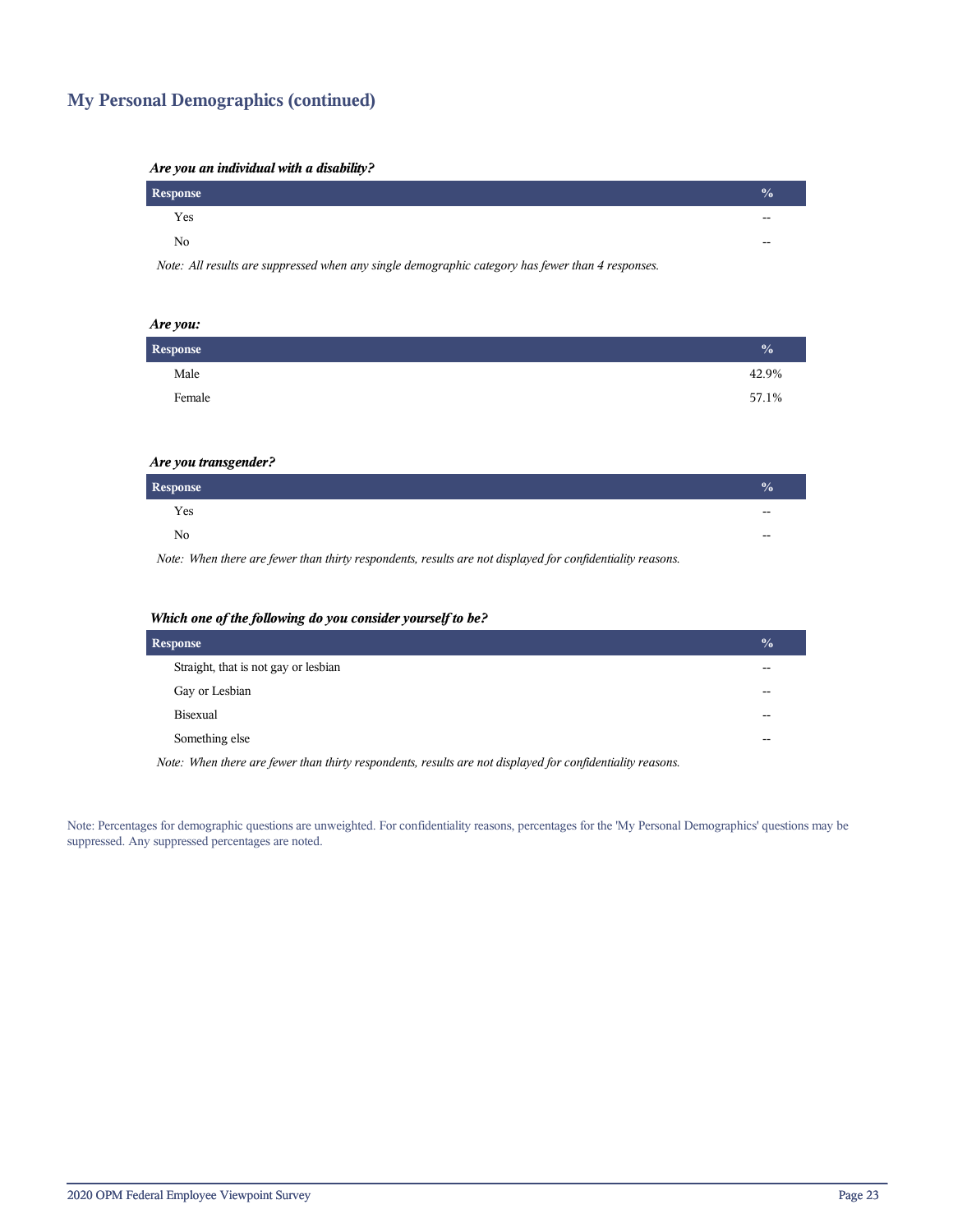## My Personal Demographics (continued)

***Are you an individual with a disability?***

| Response | % |
| --- | --- |
| Yes | -- |
| No | -- |

*Note: All results are suppressed when any single demographic category has fewer than 4 responses.*

***Are you:***

| Response | % |
| --- | --- |
| Male | 42.9% |
| Female | 57.1% |

***Are you transgender?***

| Response | % |
| --- | --- |
| Yes | -- |
| No | -- |

*Note: When there are fewer than thirty respondents, results are not displayed for confidentiality reasons.*

***Which one of the following do you consider yourself to be?***

| Response | % |
| --- | --- |
| Straight, that is not gay or lesbian | -- |
| Gay or Lesbian | -- |
| Bisexual | -- |
| Something else | -- |

*Note: When there are fewer than thirty respondents, results are not displayed for confidentiality reasons.*

Note: Percentages for demographic questions are unweighted. For confidentiality reasons, percentages for the 'My Personal Demographics' questions may be suppressed. Any suppressed percentages are noted.